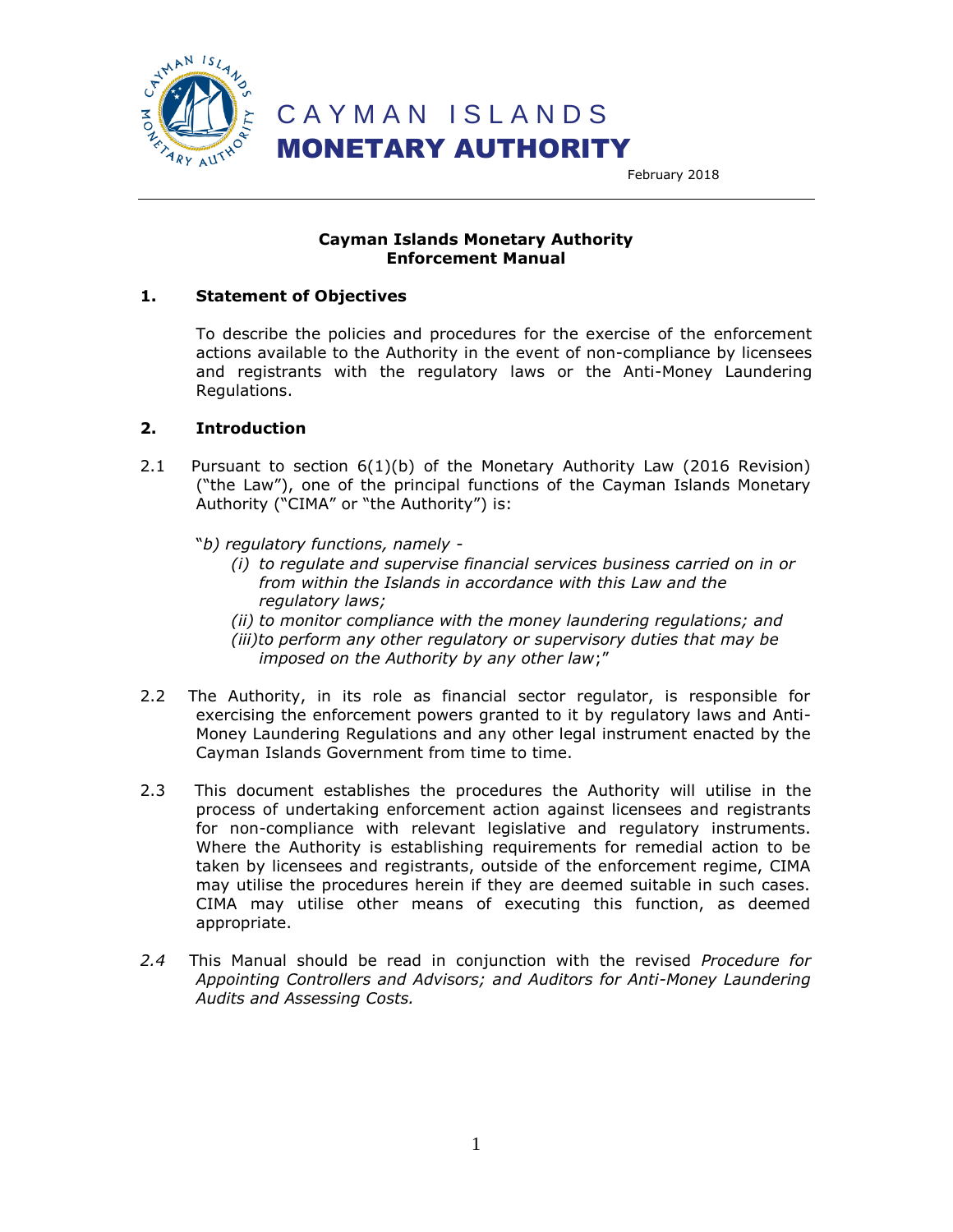CAYMAN ISLANDS
**MONETARY AUTHORITY**

February 2018

**Cayman Islands Monetary Authority**
**Enforcement Manual**

## 1. Statement of Objectives

To describe the policies and procedures for the exercise of the enforcement actions available to the Authority in the event of non-compliance by licensees and registrants with the regulatory laws or the Anti-Money Laundering Regulations.

## 2. Introduction

2.1 Pursuant to section 6(1)(b) of the Monetary Authority Law (2016 Revision) ("the Law"), one of the principal functions of the Cayman Islands Monetary Authority ("CIMA" or "the Authority") is:

"*b) regulatory functions, namely -*

*(i) to regulate and supervise financial services business carried on in or from within the Islands in accordance with this Law and the regulatory laws;*

*(ii) to monitor compliance with the money laundering regulations; and*

*(iii) to perform any other regulatory or supervisory duties that may be imposed on the Authority by any other law*;"

2.2 The Authority, in its role as financial sector regulator, is responsible for exercising the enforcement powers granted to it by regulatory laws and Anti-Money Laundering Regulations and any other legal instrument enacted by the Cayman Islands Government from time to time.

2.3 This document establishes the procedures the Authority will utilise in the process of undertaking enforcement action against licensees and registrants for non-compliance with relevant legislative and regulatory instruments. Where the Authority is establishing requirements for remedial action to be taken by licensees and registrants, outside of the enforcement regime, CIMA may utilise the procedures herein if they are deemed suitable in such cases. CIMA may utilise other means of executing this function, as deemed appropriate.

*2.4* This Manual should be read in conjunction with the revised *Procedure for Appointing Controllers and Advisors; and Auditors for Anti-Money Laundering Audits and Assessing Costs.*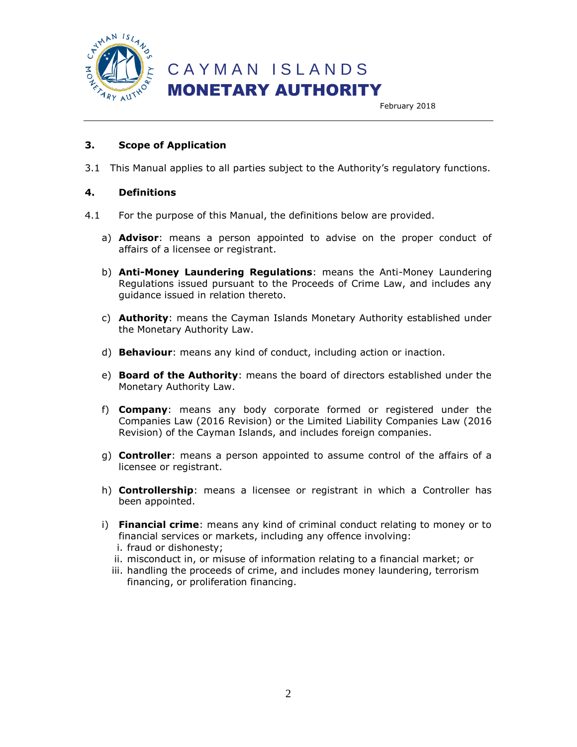## 3. Scope of Application

3.1 This Manual applies to all parties subject to the Authority's regulatory functions.

## 4. Definitions

4.1 For the purpose of this Manual, the definitions below are provided.

a) **Advisor**: means a person appointed to advise on the proper conduct of affairs of a licensee or registrant.

b) **Anti-Money Laundering Regulations**: means the Anti-Money Laundering Regulations issued pursuant to the Proceeds of Crime Law, and includes any guidance issued in relation thereto.

c) **Authority**: means the Cayman Islands Monetary Authority established under the Monetary Authority Law.

d) **Behaviour**: means any kind of conduct, including action or inaction.

e) **Board of the Authority**: means the board of directors established under the Monetary Authority Law.

f) **Company**: means any body corporate formed or registered under the Companies Law (2016 Revision) or the Limited Liability Companies Law (2016 Revision) of the Cayman Islands, and includes foreign companies.

g) **Controller**: means a person appointed to assume control of the affairs of a licensee or registrant.

h) **Controllership**: means a licensee or registrant in which a Controller has been appointed.

i) **Financial crime**: means any kind of criminal conduct relating to money or to financial services or markets, including any offence involving:
   i. fraud or dishonesty;
   ii. misconduct in, or misuse of information relating to a financial market; or
   iii. handling the proceeds of crime, and includes money laundering, terrorism financing, or proliferation financing.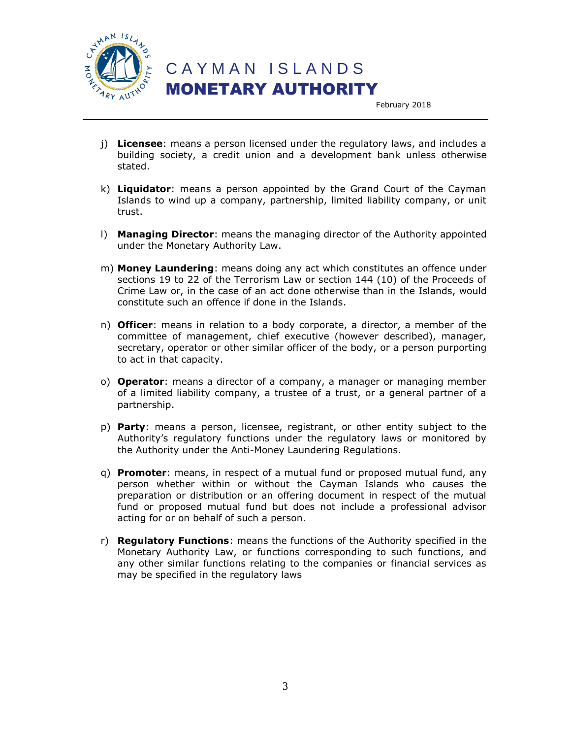j) **Licensee**: means a person licensed under the regulatory laws, and includes a building society, a credit union and a development bank unless otherwise stated.

k) **Liquidator**: means a person appointed by the Grand Court of the Cayman Islands to wind up a company, partnership, limited liability company, or unit trust.

l) **Managing Director**: means the managing director of the Authority appointed under the Monetary Authority Law.

m) **Money Laundering**: means doing any act which constitutes an offence under sections 19 to 22 of the Terrorism Law or section 144 (10) of the Proceeds of Crime Law or, in the case of an act done otherwise than in the Islands, would constitute such an offence if done in the Islands.

n) **Officer**: means in relation to a body corporate, a director, a member of the committee of management, chief executive (however described), manager, secretary, operator or other similar officer of the body, or a person purporting to act in that capacity.

o) **Operator**: means a director of a company, a manager or managing member of a limited liability company, a trustee of a trust, or a general partner of a partnership.

p) **Party**: means a person, licensee, registrant, or other entity subject to the Authority's regulatory functions under the regulatory laws or monitored by the Authority under the Anti-Money Laundering Regulations.

q) **Promoter**: means, in respect of a mutual fund or proposed mutual fund, any person whether within or without the Cayman Islands who causes the preparation or distribution or an offering document in respect of the mutual fund or proposed mutual fund but does not include a professional advisor acting for or on behalf of such a person.

r) **Regulatory Functions**: means the functions of the Authority specified in the Monetary Authority Law, or functions corresponding to such functions, and any other similar functions relating to the companies or financial services as may be specified in the regulatory laws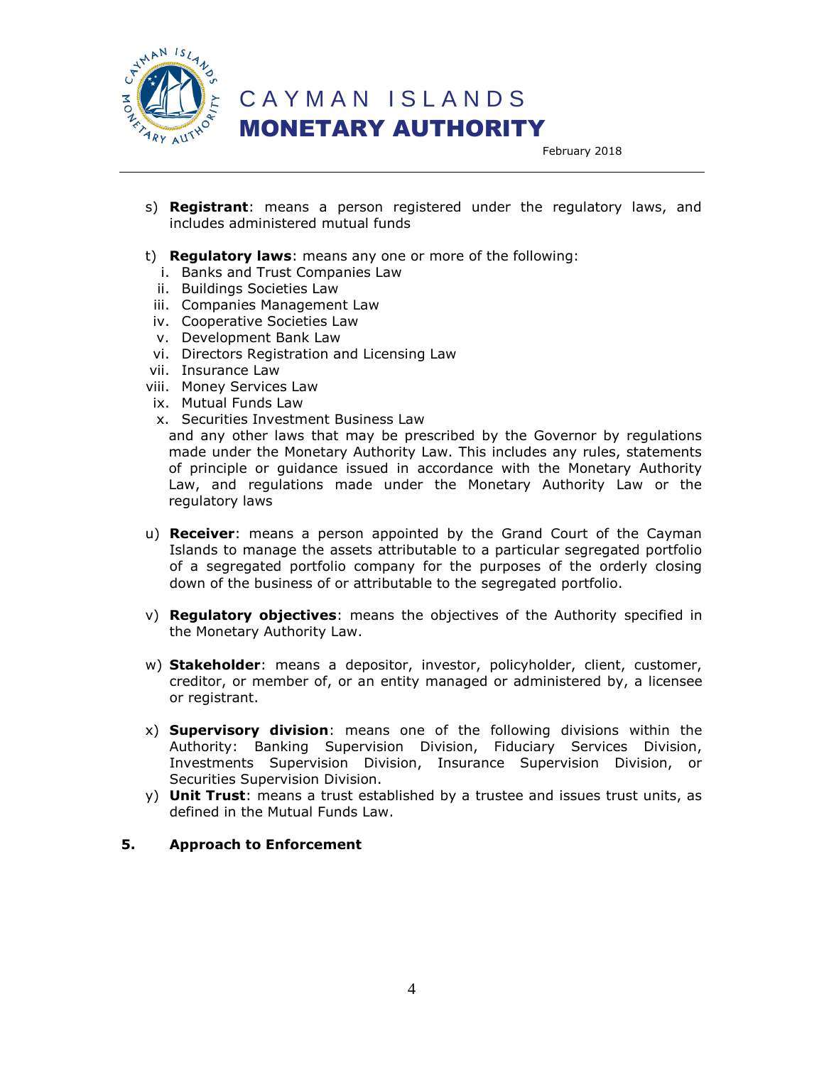s) **Registrant**: means a person registered under the regulatory laws, and includes administered mutual funds

t) **Regulatory laws**: means any one or more of the following:
   i. Banks and Trust Companies Law
   ii. Buildings Societies Law
   iii. Companies Management Law
   iv. Cooperative Societies Law
   v. Development Bank Law
   vi. Directors Registration and Licensing Law
   vii. Insurance Law
   viii. Money Services Law
   ix. Mutual Funds Law
   x. Securities Investment Business Law

   and any other laws that may be prescribed by the Governor by regulations made under the Monetary Authority Law. This includes any rules, statements of principle or guidance issued in accordance with the Monetary Authority Law, and regulations made under the Monetary Authority Law or the regulatory laws

u) **Receiver**: means a person appointed by the Grand Court of the Cayman Islands to manage the assets attributable to a particular segregated portfolio of a segregated portfolio company for the purposes of the orderly closing down of the business of or attributable to the segregated portfolio.

v) **Regulatory objectives**: means the objectives of the Authority specified in the Monetary Authority Law.

w) **Stakeholder**: means a depositor, investor, policyholder, client, customer, creditor, or member of, or an entity managed or administered by, a licensee or registrant.

x) **Supervisory division**: means one of the following divisions within the Authority: Banking Supervision Division, Fiduciary Services Division, Investments Supervision Division, Insurance Supervision Division, or Securities Supervision Division.

y) **Unit Trust**: means a trust established by a trustee and issues trust units, as defined in the Mutual Funds Law.

## 5. Approach to Enforcement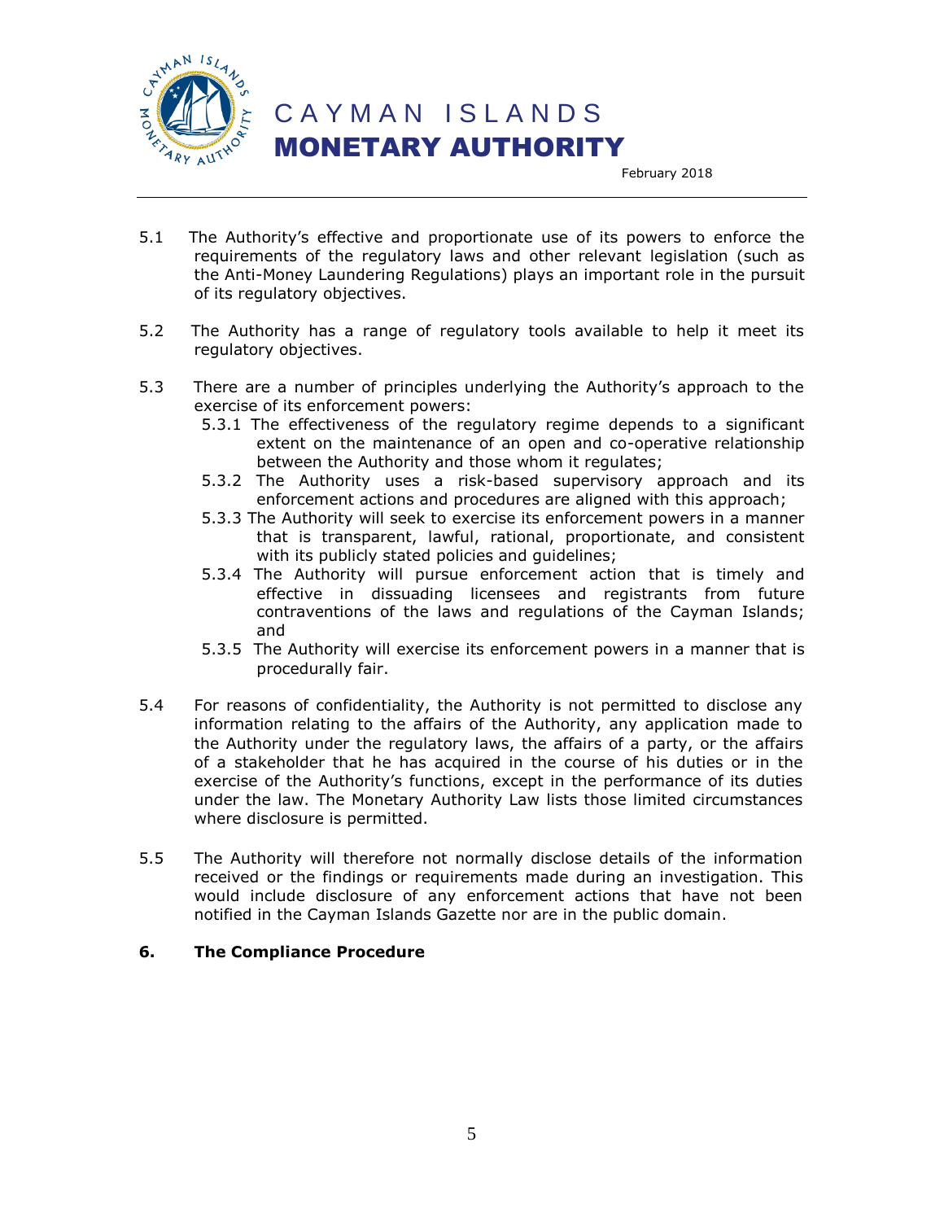5.1 The Authority's effective and proportionate use of its powers to enforce the requirements of the regulatory laws and other relevant legislation (such as the Anti-Money Laundering Regulations) plays an important role in the pursuit of its regulatory objectives.

5.2 The Authority has a range of regulatory tools available to help it meet its regulatory objectives.

5.3 There are a number of principles underlying the Authority's approach to the exercise of its enforcement powers:

- 5.3.1 The effectiveness of the regulatory regime depends to a significant extent on the maintenance of an open and co-operative relationship between the Authority and those whom it regulates;
- 5.3.2 The Authority uses a risk-based supervisory approach and its enforcement actions and procedures are aligned with this approach;
- 5.3.3 The Authority will seek to exercise its enforcement powers in a manner that is transparent, lawful, rational, proportionate, and consistent with its publicly stated policies and guidelines;
- 5.3.4 The Authority will pursue enforcement action that is timely and effective in dissuading licensees and registrants from future contraventions of the laws and regulations of the Cayman Islands; and
- 5.3.5 The Authority will exercise its enforcement powers in a manner that is procedurally fair.

5.4 For reasons of confidentiality, the Authority is not permitted to disclose any information relating to the affairs of the Authority, any application made to the Authority under the regulatory laws, the affairs of a party, or the affairs of a stakeholder that he has acquired in the course of his duties or in the exercise of the Authority's functions, except in the performance of its duties under the law. The Monetary Authority Law lists those limited circumstances where disclosure is permitted.

5.5 The Authority will therefore not normally disclose details of the information received or the findings or requirements made during an investigation. This would include disclosure of any enforcement actions that have not been notified in the Cayman Islands Gazette nor are in the public domain.

## 6. The Compliance Procedure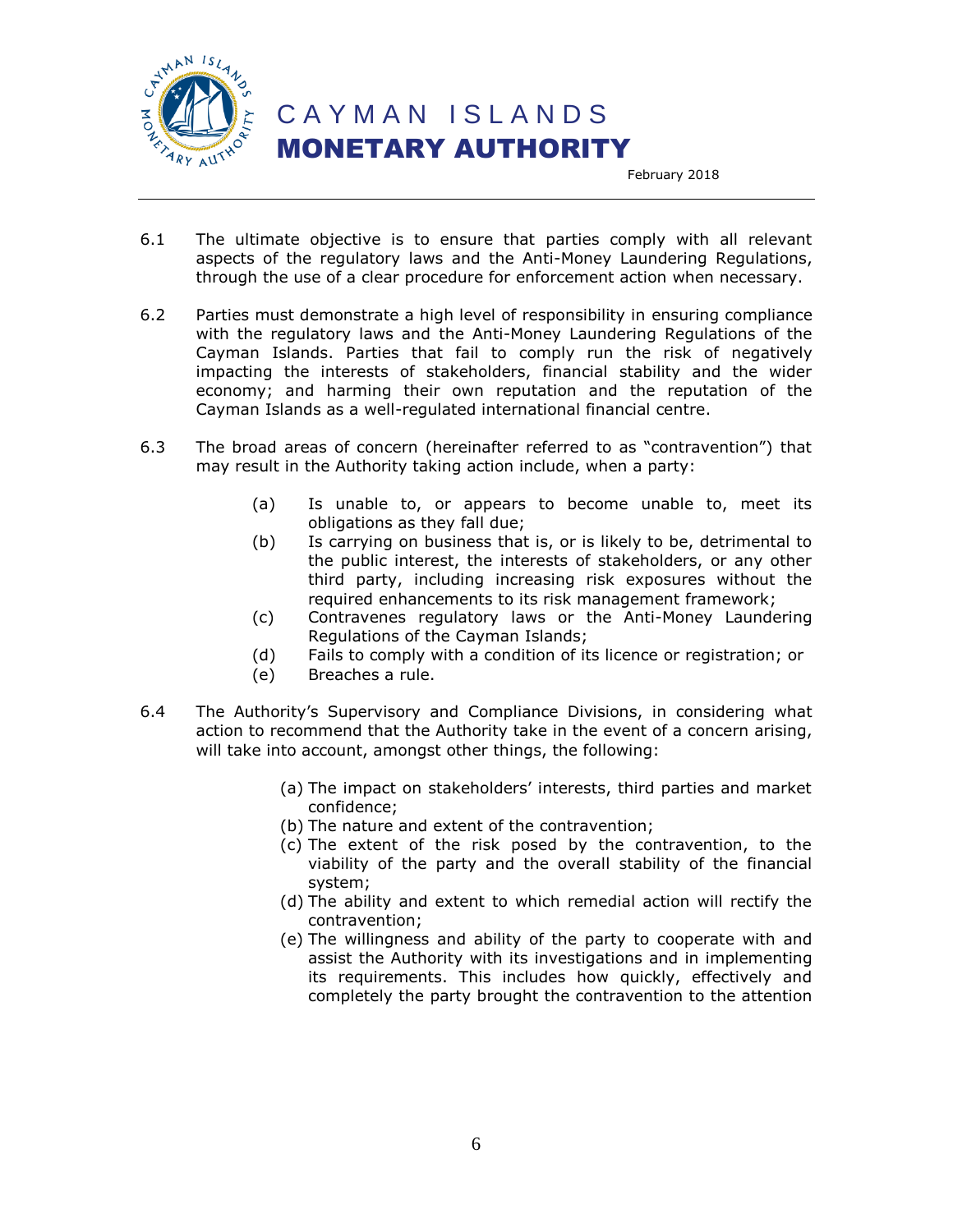6.1 The ultimate objective is to ensure that parties comply with all relevant aspects of the regulatory laws and the Anti-Money Laundering Regulations, through the use of a clear procedure for enforcement action when necessary.

6.2 Parties must demonstrate a high level of responsibility in ensuring compliance with the regulatory laws and the Anti-Money Laundering Regulations of the Cayman Islands. Parties that fail to comply run the risk of negatively impacting the interests of stakeholders, financial stability and the wider economy; and harming their own reputation and the reputation of the Cayman Islands as a well-regulated international financial centre.

6.3 The broad areas of concern (hereinafter referred to as "contravention") that may result in the Authority taking action include, when a party:

- (a) Is unable to, or appears to become unable to, meet its obligations as they fall due;
- (b) Is carrying on business that is, or is likely to be, detrimental to the public interest, the interests of stakeholders, or any other third party, including increasing risk exposures without the required enhancements to its risk management framework;
- (c) Contravenes regulatory laws or the Anti-Money Laundering Regulations of the Cayman Islands;
- (d) Fails to comply with a condition of its licence or registration; or
- (e) Breaches a rule.

6.4 The Authority's Supervisory and Compliance Divisions, in considering what action to recommend that the Authority take in the event of a concern arising, will take into account, amongst other things, the following:

- (a) The impact on stakeholders' interests, third parties and market confidence;
- (b) The nature and extent of the contravention;
- (c) The extent of the risk posed by the contravention, to the viability of the party and the overall stability of the financial system;
- (d) The ability and extent to which remedial action will rectify the contravention;
- (e) The willingness and ability of the party to cooperate with and assist the Authority with its investigations and in implementing its requirements. This includes how quickly, effectively and completely the party brought the contravention to the attention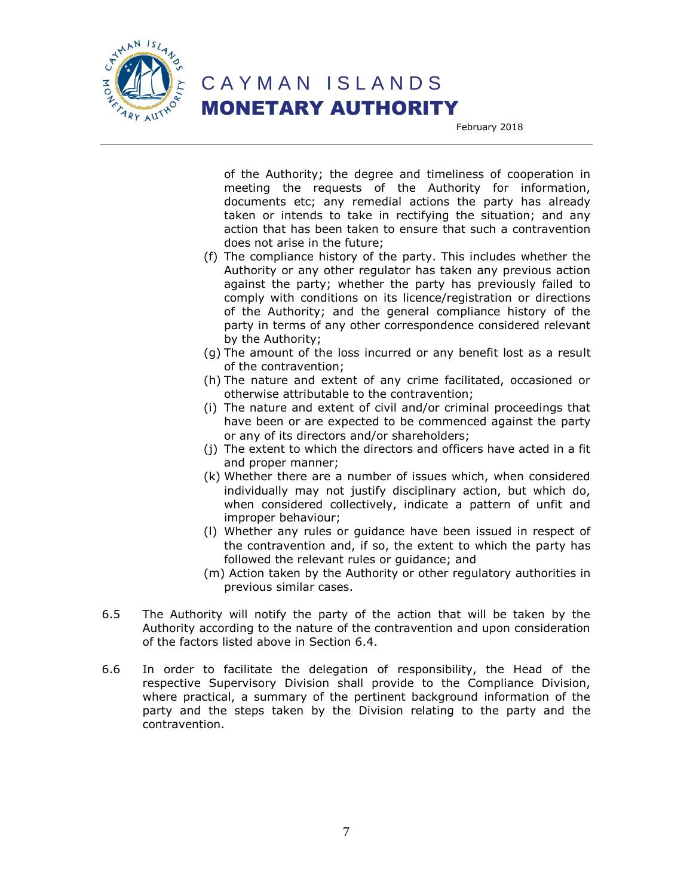of the Authority; the degree and timeliness of cooperation in meeting the requests of the Authority for information, documents etc; any remedial actions the party has already taken or intends to take in rectifying the situation; and any action that has been taken to ensure that such a contravention does not arise in the future;

(f) The compliance history of the party. This includes whether the Authority or any other regulator has taken any previous action against the party; whether the party has previously failed to comply with conditions on its licence/registration or directions of the Authority; and the general compliance history of the party in terms of any other correspondence considered relevant by the Authority;

(g) The amount of the loss incurred or any benefit lost as a result of the contravention;

(h) The nature and extent of any crime facilitated, occasioned or otherwise attributable to the contravention;

(i) The nature and extent of civil and/or criminal proceedings that have been or are expected to be commenced against the party or any of its directors and/or shareholders;

(j) The extent to which the directors and officers have acted in a fit and proper manner;

(k) Whether there are a number of issues which, when considered individually may not justify disciplinary action, but which do, when considered collectively, indicate a pattern of unfit and improper behaviour;

(l) Whether any rules or guidance have been issued in respect of the contravention and, if so, the extent to which the party has followed the relevant rules or guidance; and

(m) Action taken by the Authority or other regulatory authorities in previous similar cases.

6.5 The Authority will notify the party of the action that will be taken by the Authority according to the nature of the contravention and upon consideration of the factors listed above in Section 6.4.

6.6 In order to facilitate the delegation of responsibility, the Head of the respective Supervisory Division shall provide to the Compliance Division, where practical, a summary of the pertinent background information of the party and the steps taken by the Division relating to the party and the contravention.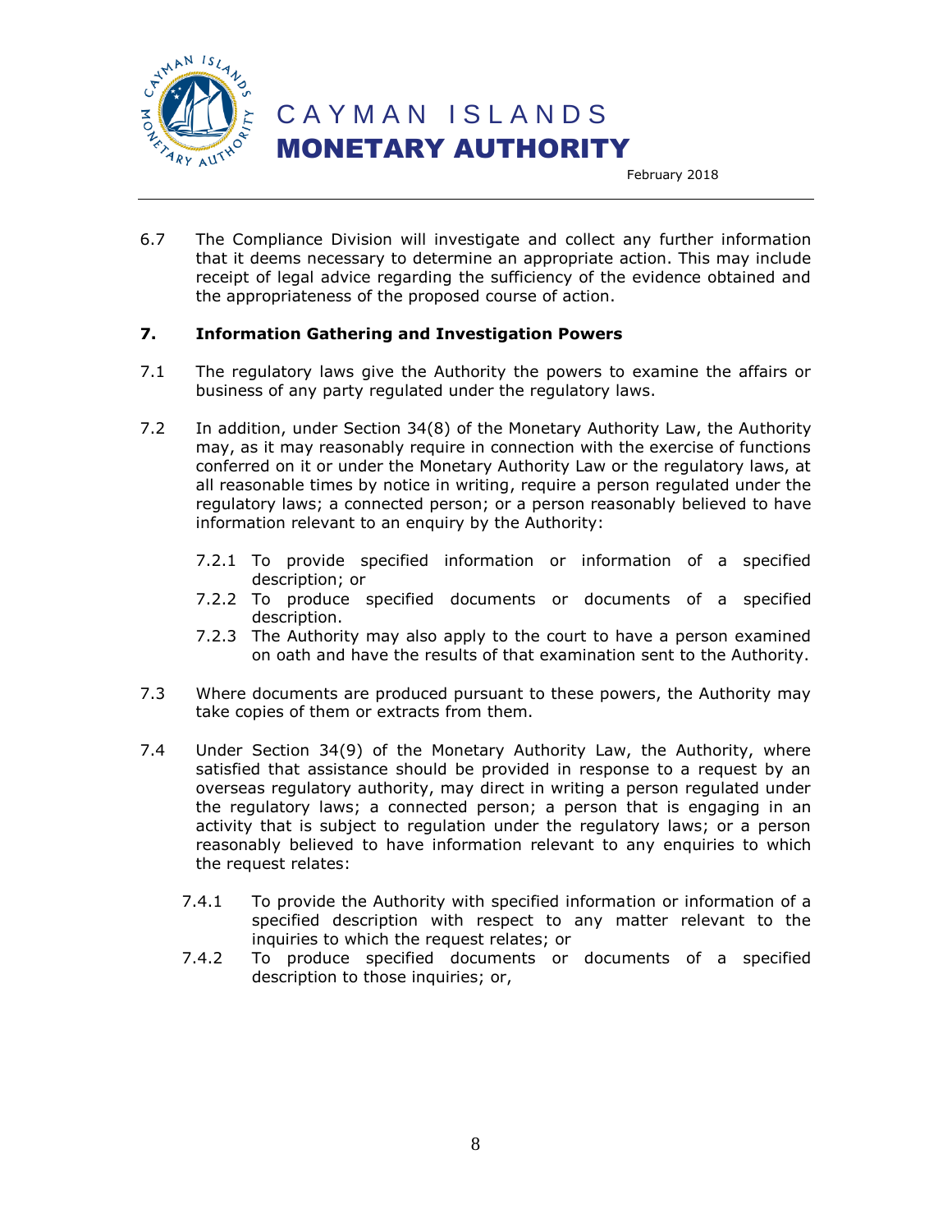6.7 The Compliance Division will investigate and collect any further information that it deems necessary to determine an appropriate action. This may include receipt of legal advice regarding the sufficiency of the evidence obtained and the appropriateness of the proposed course of action.

## 7. Information Gathering and Investigation Powers

7.1 The regulatory laws give the Authority the powers to examine the affairs or business of any party regulated under the regulatory laws.

7.2 In addition, under Section 34(8) of the Monetary Authority Law, the Authority may, as it may reasonably require in connection with the exercise of functions conferred on it or under the Monetary Authority Law or the regulatory laws, at all reasonable times by notice in writing, require a person regulated under the regulatory laws; a connected person; or a person reasonably believed to have information relevant to an enquiry by the Authority:

- 7.2.1 To provide specified information or information of a specified description; or
- 7.2.2 To produce specified documents or documents of a specified description.
- 7.2.3 The Authority may also apply to the court to have a person examined on oath and have the results of that examination sent to the Authority.

7.3 Where documents are produced pursuant to these powers, the Authority may take copies of them or extracts from them.

7.4 Under Section 34(9) of the Monetary Authority Law, the Authority, where satisfied that assistance should be provided in response to a request by an overseas regulatory authority, may direct in writing a person regulated under the regulatory laws; a connected person; a person that is engaging in an activity that is subject to regulation under the regulatory laws; or a person reasonably believed to have information relevant to any enquiries to which the request relates:

- 7.4.1 To provide the Authority with specified information or information of a specified description with respect to any matter relevant to the inquiries to which the request relates; or
- 7.4.2 To produce specified documents or documents of a specified description to those inquiries; or,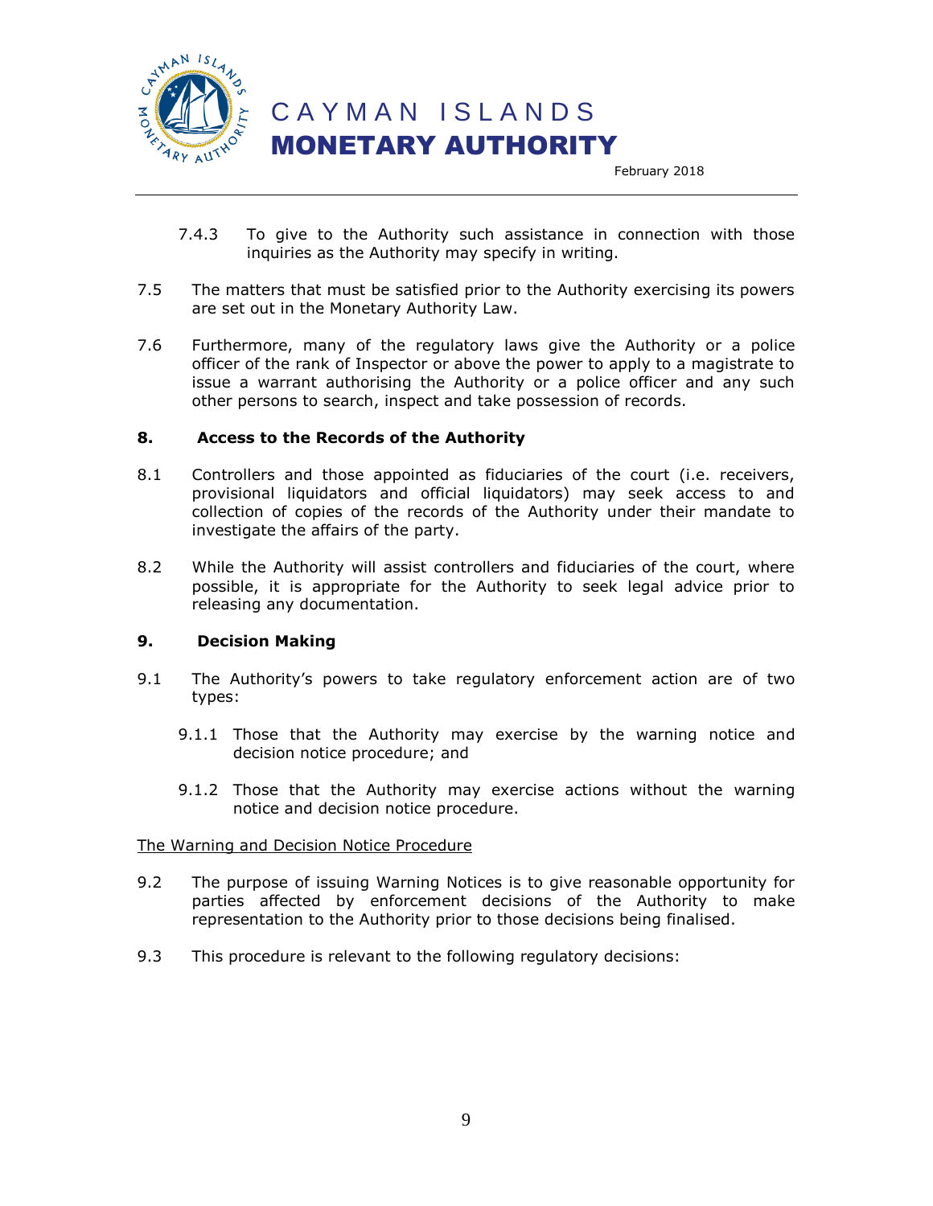7.4.3 To give to the Authority such assistance in connection with those inquiries as the Authority may specify in writing.

7.5 The matters that must be satisfied prior to the Authority exercising its powers are set out in the Monetary Authority Law.

7.6 Furthermore, many of the regulatory laws give the Authority or a police officer of the rank of Inspector or above the power to apply to a magistrate to issue a warrant authorising the Authority or a police officer and any such other persons to search, inspect and take possession of records.

## 8. Access to the Records of the Authority

8.1 Controllers and those appointed as fiduciaries of the court (i.e. receivers, provisional liquidators and official liquidators) may seek access to and collection of copies of the records of the Authority under their mandate to investigate the affairs of the party.

8.2 While the Authority will assist controllers and fiduciaries of the court, where possible, it is appropriate for the Authority to seek legal advice prior to releasing any documentation.

## 9. Decision Making

9.1 The Authority's powers to take regulatory enforcement action are of two types:

9.1.1 Those that the Authority may exercise by the warning notice and decision notice procedure; and

9.1.2 Those that the Authority may exercise actions without the warning notice and decision notice procedure.

<u>The Warning and Decision Notice Procedure</u>

9.2 The purpose of issuing Warning Notices is to give reasonable opportunity for parties affected by enforcement decisions of the Authority to make representation to the Authority prior to those decisions being finalised.

9.3 This procedure is relevant to the following regulatory decisions: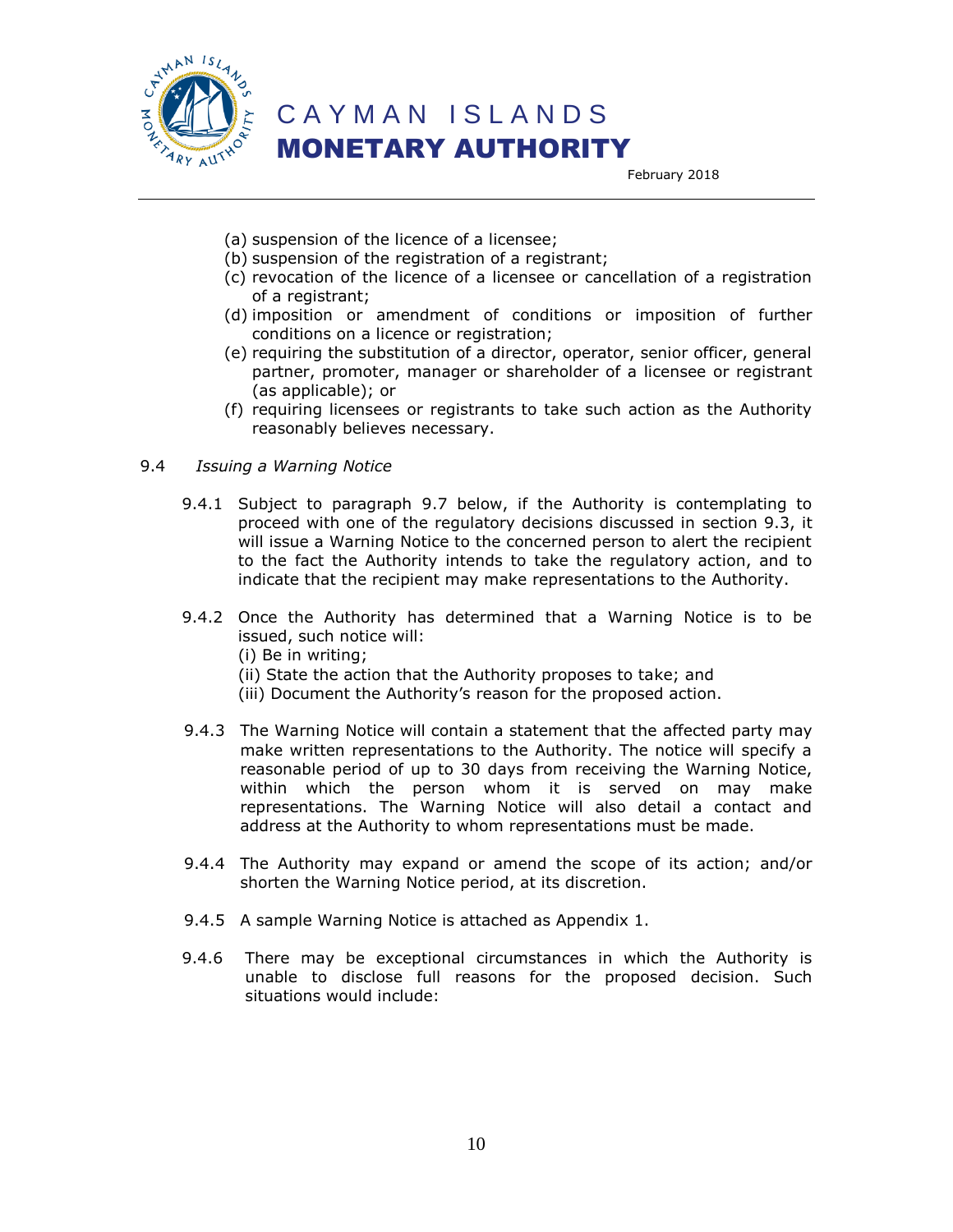(a) suspension of the licence of a licensee;
(b) suspension of the registration of a registrant;
(c) revocation of the licence of a licensee or cancellation of a registration of a registrant;
(d) imposition or amendment of conditions or imposition of further conditions on a licence or registration;
(e) requiring the substitution of a director, operator, senior officer, general partner, promoter, manager or shareholder of a licensee or registrant (as applicable); or
(f) requiring licensees or registrants to take such action as the Authority reasonably believes necessary.

9.4 *Issuing a Warning Notice*

9.4.1 Subject to paragraph 9.7 below, if the Authority is contemplating to proceed with one of the regulatory decisions discussed in section 9.3, it will issue a Warning Notice to the concerned person to alert the recipient to the fact the Authority intends to take the regulatory action, and to indicate that the recipient may make representations to the Authority.

9.4.2 Once the Authority has determined that a Warning Notice is to be issued, such notice will:
(i) Be in writing;
(ii) State the action that the Authority proposes to take; and
(iii) Document the Authority's reason for the proposed action.

9.4.3 The Warning Notice will contain a statement that the affected party may make written representations to the Authority. The notice will specify a reasonable period of up to 30 days from receiving the Warning Notice, within which the person whom it is served on may make representations. The Warning Notice will also detail a contact and address at the Authority to whom representations must be made.

9.4.4 The Authority may expand or amend the scope of its action; and/or shorten the Warning Notice period, at its discretion.

9.4.5 A sample Warning Notice is attached as Appendix 1.

9.4.6 There may be exceptional circumstances in which the Authority is unable to disclose full reasons for the proposed decision. Such situations would include: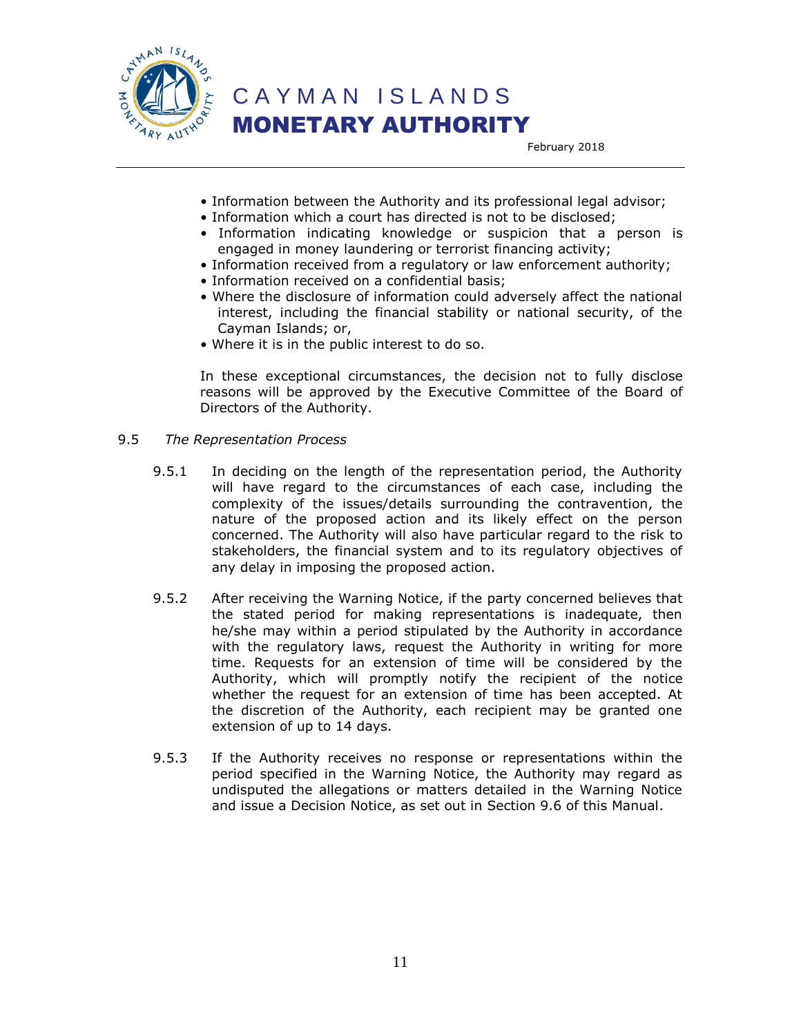- Information between the Authority and its professional legal advisor;
- Information which a court has directed is not to be disclosed;
- Information indicating knowledge or suspicion that a person is engaged in money laundering or terrorist financing activity;
- Information received from a regulatory or law enforcement authority;
- Information received on a confidential basis;
- Where the disclosure of information could adversely affect the national interest, including the financial stability or national security, of the Cayman Islands; or,
- Where it is in the public interest to do so.

In these exceptional circumstances, the decision not to fully disclose reasons will be approved by the Executive Committee of the Board of Directors of the Authority.

9.5 *The Representation Process*

9.5.1 In deciding on the length of the representation period, the Authority will have regard to the circumstances of each case, including the complexity of the issues/details surrounding the contravention, the nature of the proposed action and its likely effect on the person concerned. The Authority will also have particular regard to the risk to stakeholders, the financial system and to its regulatory objectives of any delay in imposing the proposed action.

9.5.2 After receiving the Warning Notice, if the party concerned believes that the stated period for making representations is inadequate, then he/she may within a period stipulated by the Authority in accordance with the regulatory laws, request the Authority in writing for more time. Requests for an extension of time will be considered by the Authority, which will promptly notify the recipient of the notice whether the request for an extension of time has been accepted. At the discretion of the Authority, each recipient may be granted one extension of up to 14 days.

9.5.3 If the Authority receives no response or representations within the period specified in the Warning Notice, the Authority may regard as undisputed the allegations or matters detailed in the Warning Notice and issue a Decision Notice, as set out in Section 9.6 of this Manual.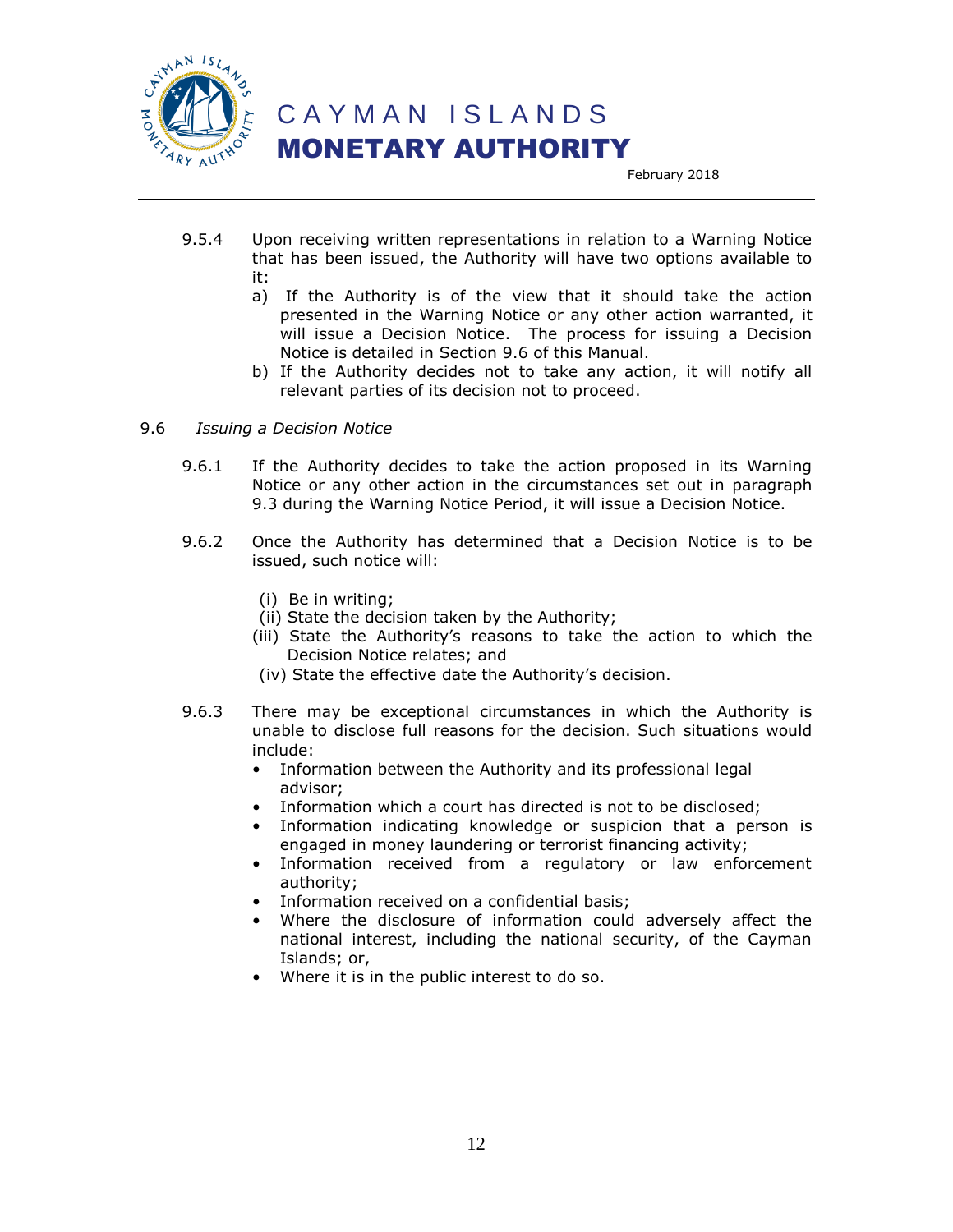9.5.4 Upon receiving written representations in relation to a Warning Notice that has been issued, the Authority will have two options available to it:

a) If the Authority is of the view that it should take the action presented in the Warning Notice or any other action warranted, it will issue a Decision Notice. The process for issuing a Decision Notice is detailed in Section 9.6 of this Manual.

b) If the Authority decides not to take any action, it will notify all relevant parties of its decision not to proceed.

9.6 *Issuing a Decision Notice*

9.6.1 If the Authority decides to take the action proposed in its Warning Notice or any other action in the circumstances set out in paragraph 9.3 during the Warning Notice Period, it will issue a Decision Notice.

9.6.2 Once the Authority has determined that a Decision Notice is to be issued, such notice will:

(i) Be in writing;
(ii) State the decision taken by the Authority;
(iii) State the Authority's reasons to take the action to which the Decision Notice relates; and
(iv) State the effective date the Authority's decision.

9.6.3 There may be exceptional circumstances in which the Authority is unable to disclose full reasons for the decision. Such situations would include:

- Information between the Authority and its professional legal advisor;
- Information which a court has directed is not to be disclosed;
- Information indicating knowledge or suspicion that a person is engaged in money laundering or terrorist financing activity;
- Information received from a regulatory or law enforcement authority;
- Information received on a confidential basis;
- Where the disclosure of information could adversely affect the national interest, including the national security, of the Cayman Islands; or,
- Where it is in the public interest to do so.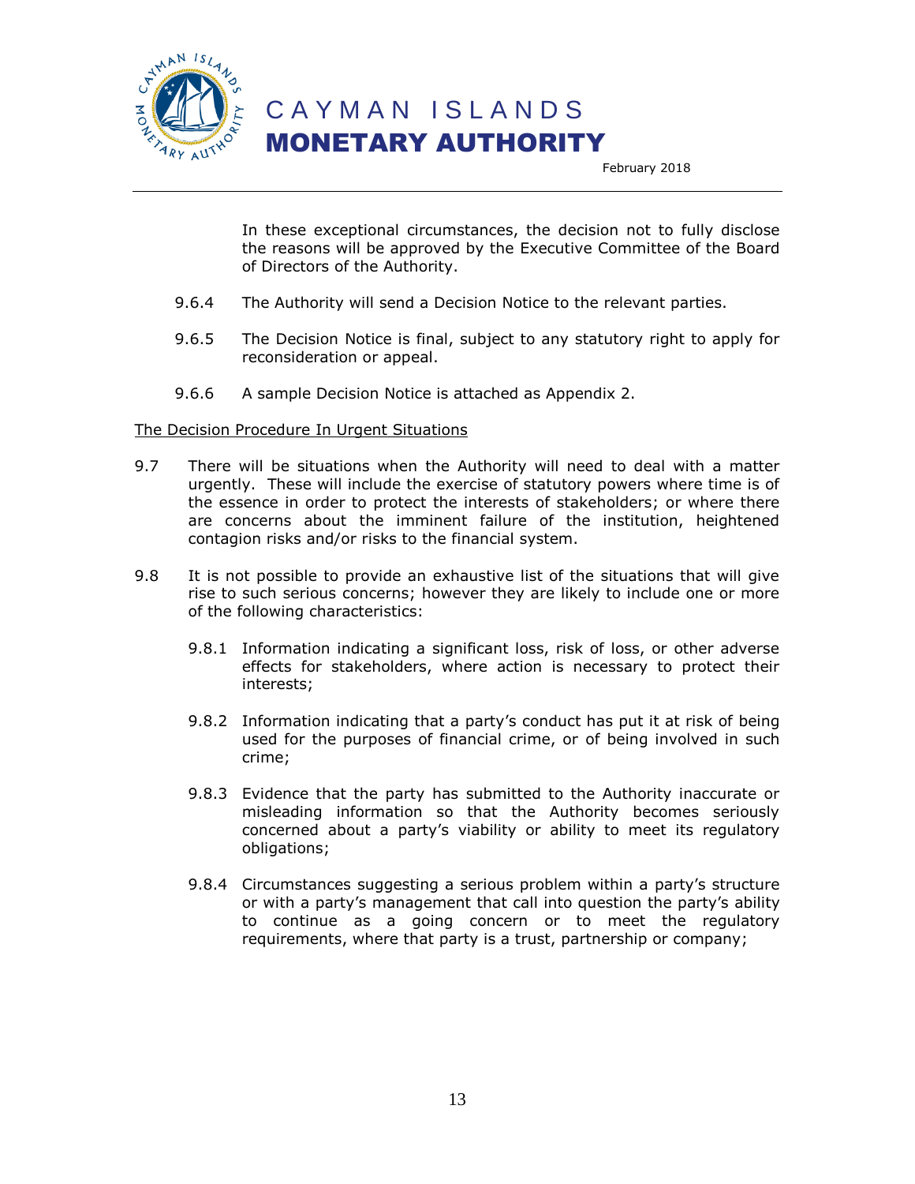In these exceptional circumstances, the decision not to fully disclose the reasons will be approved by the Executive Committee of the Board of Directors of the Authority.

9.6.4 The Authority will send a Decision Notice to the relevant parties.

9.6.5 The Decision Notice is final, subject to any statutory right to apply for reconsideration or appeal.

9.6.6 A sample Decision Notice is attached as Appendix 2.

<u>The Decision Procedure In Urgent Situations</u>

9.7 There will be situations when the Authority will need to deal with a matter urgently. These will include the exercise of statutory powers where time is of the essence in order to protect the interests of stakeholders; or where there are concerns about the imminent failure of the institution, heightened contagion risks and/or risks to the financial system.

9.8 It is not possible to provide an exhaustive list of the situations that will give rise to such serious concerns; however they are likely to include one or more of the following characteristics:

9.8.1 Information indicating a significant loss, risk of loss, or other adverse effects for stakeholders, where action is necessary to protect their interests;

9.8.2 Information indicating that a party's conduct has put it at risk of being used for the purposes of financial crime, or of being involved in such crime;

9.8.3 Evidence that the party has submitted to the Authority inaccurate or misleading information so that the Authority becomes seriously concerned about a party's viability or ability to meet its regulatory obligations;

9.8.4 Circumstances suggesting a serious problem within a party's structure or with a party's management that call into question the party's ability to continue as a going concern or to meet the regulatory requirements, where that party is a trust, partnership or company;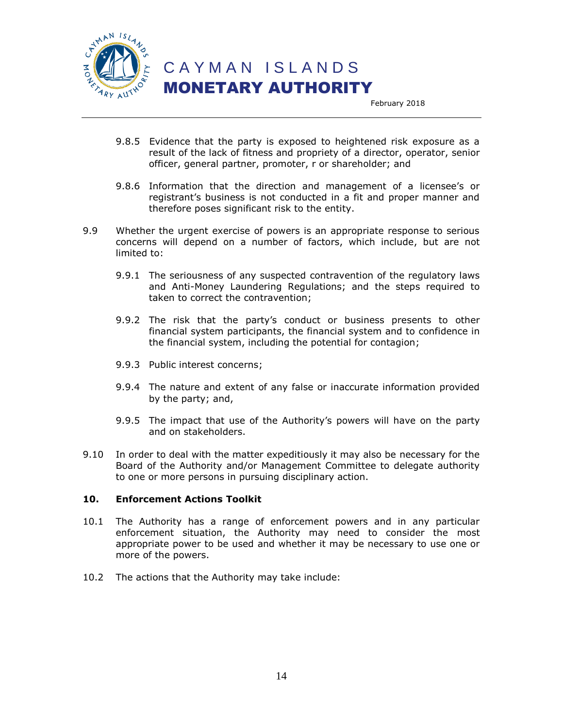9.8.5 Evidence that the party is exposed to heightened risk exposure as a result of the lack of fitness and propriety of a director, operator, senior officer, general partner, promoter, r or shareholder; and

9.8.6 Information that the direction and management of a licensee's or registrant's business is not conducted in a fit and proper manner and therefore poses significant risk to the entity.

9.9 Whether the urgent exercise of powers is an appropriate response to serious concerns will depend on a number of factors, which include, but are not limited to:

9.9.1 The seriousness of any suspected contravention of the regulatory laws and Anti-Money Laundering Regulations; and the steps required to taken to correct the contravention;

9.9.2 The risk that the party's conduct or business presents to other financial system participants, the financial system and to confidence in the financial system, including the potential for contagion;

9.9.3 Public interest concerns;

9.9.4 The nature and extent of any false or inaccurate information provided by the party; and,

9.9.5 The impact that use of the Authority's powers will have on the party and on stakeholders.

9.10 In order to deal with the matter expeditiously it may also be necessary for the Board of the Authority and/or Management Committee to delegate authority to one or more persons in pursuing disciplinary action.

## 10. Enforcement Actions Toolkit

10.1 The Authority has a range of enforcement powers and in any particular enforcement situation, the Authority may need to consider the most appropriate power to be used and whether it may be necessary to use one or more of the powers.

10.2 The actions that the Authority may take include: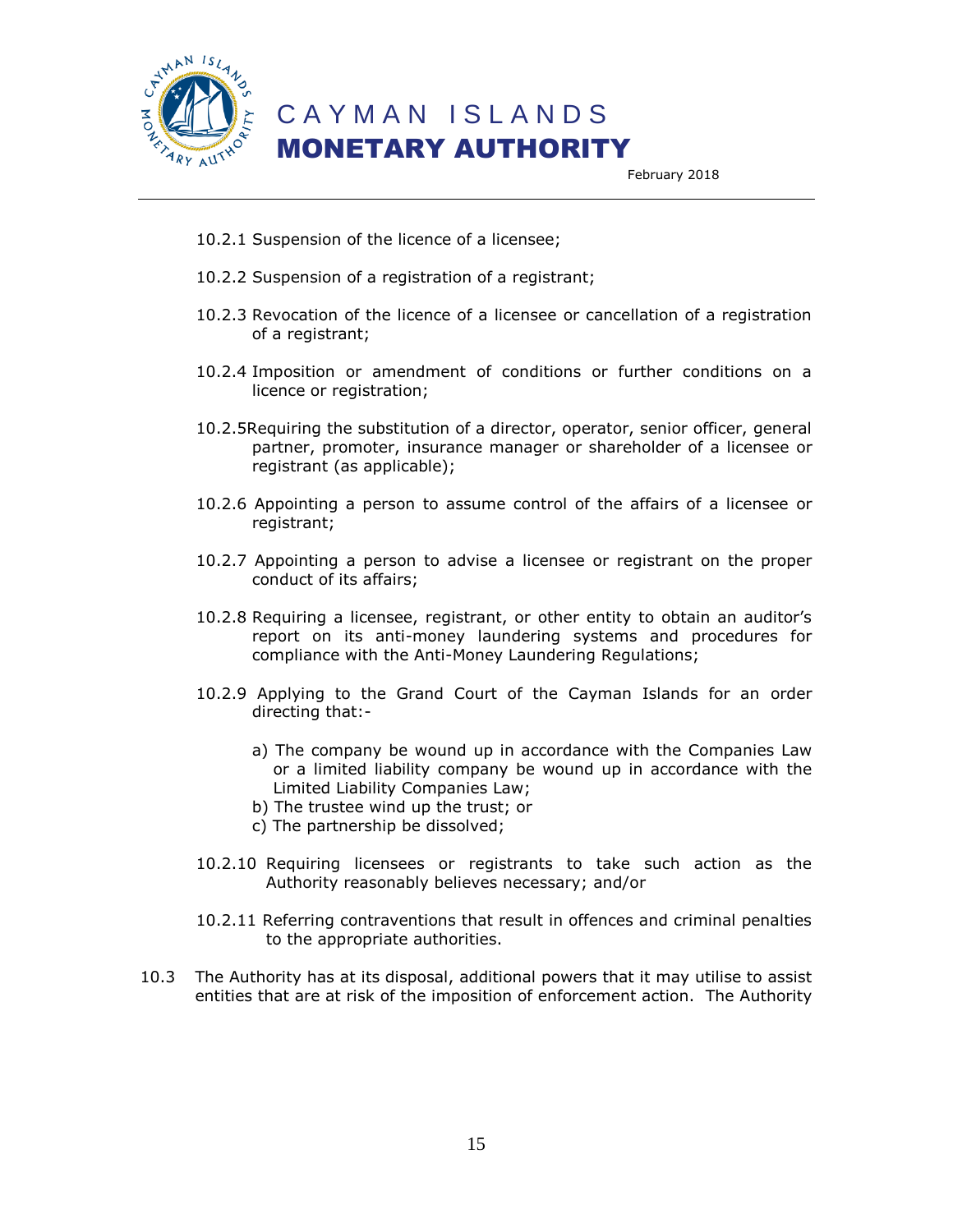10.2.1 Suspension of the licence of a licensee;

10.2.2 Suspension of a registration of a registrant;

10.2.3 Revocation of the licence of a licensee or cancellation of a registration of a registrant;

10.2.4 Imposition or amendment of conditions or further conditions on a licence or registration;

10.2.5 Requiring the substitution of a director, operator, senior officer, general partner, promoter, insurance manager or shareholder of a licensee or registrant (as applicable);

10.2.6 Appointing a person to assume control of the affairs of a licensee or registrant;

10.2.7 Appointing a person to advise a licensee or registrant on the proper conduct of its affairs;

10.2.8 Requiring a licensee, registrant, or other entity to obtain an auditor's report on its anti-money laundering systems and procedures for compliance with the Anti-Money Laundering Regulations;

10.2.9 Applying to the Grand Court of the Cayman Islands for an order directing that:-

a) The company be wound up in accordance with the Companies Law or a limited liability company be wound up in accordance with the Limited Liability Companies Law;
b) The trustee wind up the trust; or
c) The partnership be dissolved;

10.2.10 Requiring licensees or registrants to take such action as the Authority reasonably believes necessary; and/or

10.2.11 Referring contraventions that result in offences and criminal penalties to the appropriate authorities.

10.3 The Authority has at its disposal, additional powers that it may utilise to assist entities that are at risk of the imposition of enforcement action. The Authority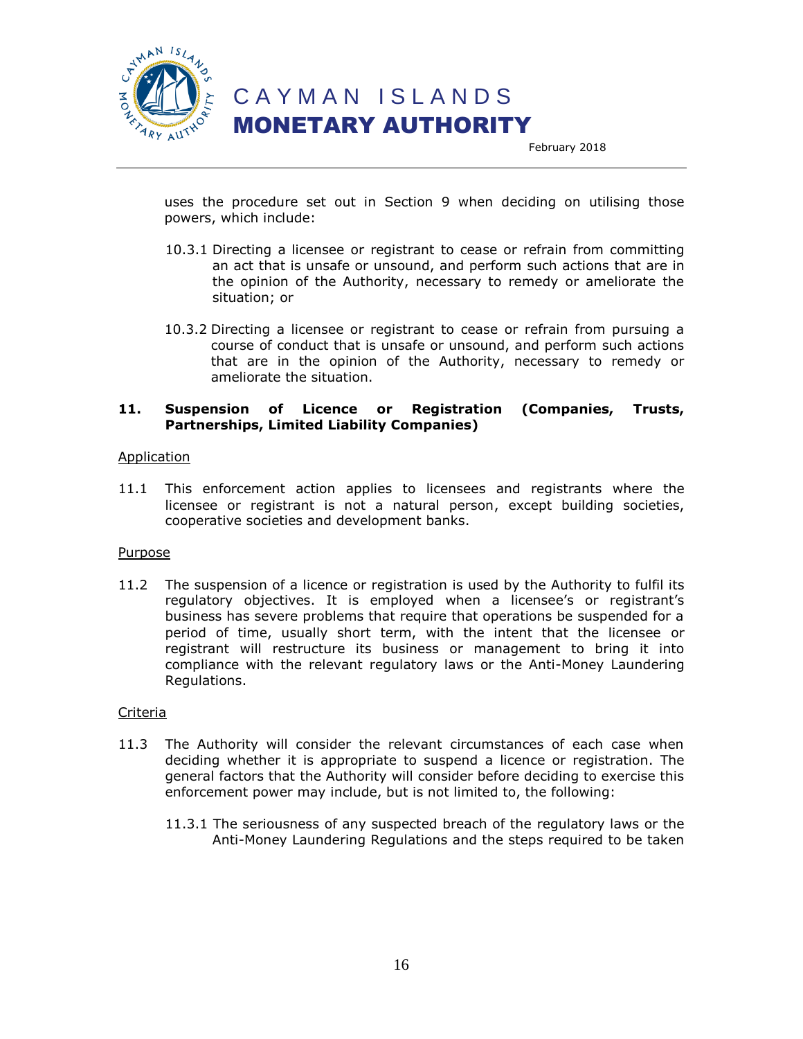uses the procedure set out in Section 9 when deciding on utilising those powers, which include:

10.3.1 Directing a licensee or registrant to cease or refrain from committing an act that is unsafe or unsound, and perform such actions that are in the opinion of the Authority, necessary to remedy or ameliorate the situation; or

10.3.2 Directing a licensee or registrant to cease or refrain from pursuing a course of conduct that is unsafe or unsound, and perform such actions that are in the opinion of the Authority, necessary to remedy or ameliorate the situation.

## 11. Suspension of Licence or Registration (Companies, Trusts, Partnerships, Limited Liability Companies)

<u>Application</u>

11.1 This enforcement action applies to licensees and registrants where the licensee or registrant is not a natural person, except building societies, cooperative societies and development banks.

<u>Purpose</u>

11.2 The suspension of a licence or registration is used by the Authority to fulfil its regulatory objectives. It is employed when a licensee's or registrant's business has severe problems that require that operations be suspended for a period of time, usually short term, with the intent that the licensee or registrant will restructure its business or management to bring it into compliance with the relevant regulatory laws or the Anti-Money Laundering Regulations.

<u>Criteria</u>

11.3 The Authority will consider the relevant circumstances of each case when deciding whether it is appropriate to suspend a licence or registration. The general factors that the Authority will consider before deciding to exercise this enforcement power may include, but is not limited to, the following:

11.3.1 The seriousness of any suspected breach of the regulatory laws or the Anti-Money Laundering Regulations and the steps required to be taken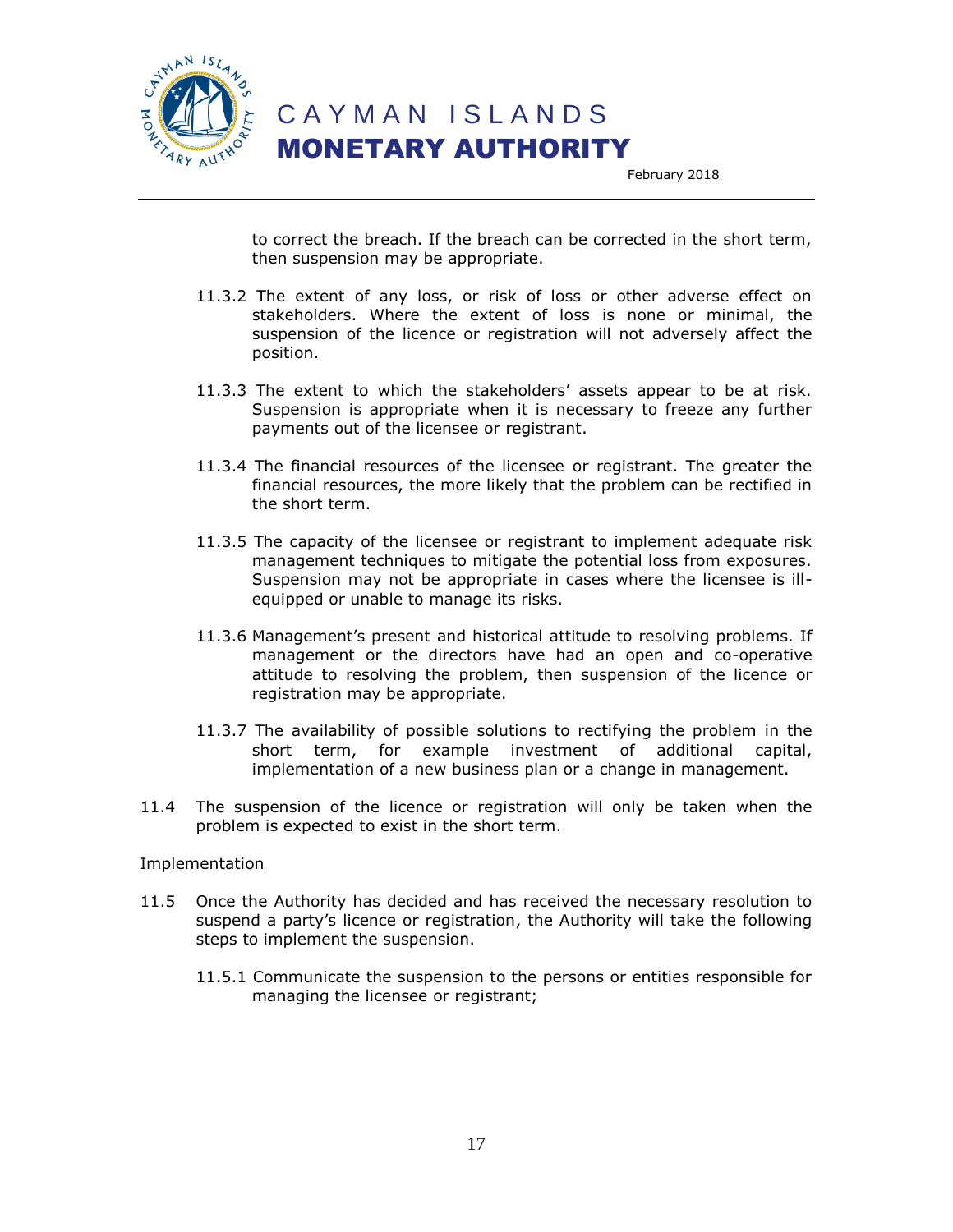to correct the breach. If the breach can be corrected in the short term, then suspension may be appropriate.

11.3.2 The extent of any loss, or risk of loss or other adverse effect on stakeholders. Where the extent of loss is none or minimal, the suspension of the licence or registration will not adversely affect the position.

11.3.3 The extent to which the stakeholders' assets appear to be at risk. Suspension is appropriate when it is necessary to freeze any further payments out of the licensee or registrant.

11.3.4 The financial resources of the licensee or registrant. The greater the financial resources, the more likely that the problem can be rectified in the short term.

11.3.5 The capacity of the licensee or registrant to implement adequate risk management techniques to mitigate the potential loss from exposures. Suspension may not be appropriate in cases where the licensee is ill-equipped or unable to manage its risks.

11.3.6 Management's present and historical attitude to resolving problems. If management or the directors have had an open and co-operative attitude to resolving the problem, then suspension of the licence or registration may be appropriate.

11.3.7 The availability of possible solutions to rectifying the problem in the short term, for example investment of additional capital, implementation of a new business plan or a change in management.

11.4 The suspension of the licence or registration will only be taken when the problem is expected to exist in the short term.

Implementation

11.5 Once the Authority has decided and has received the necessary resolution to suspend a party's licence or registration, the Authority will take the following steps to implement the suspension.

11.5.1 Communicate the suspension to the persons or entities responsible for managing the licensee or registrant;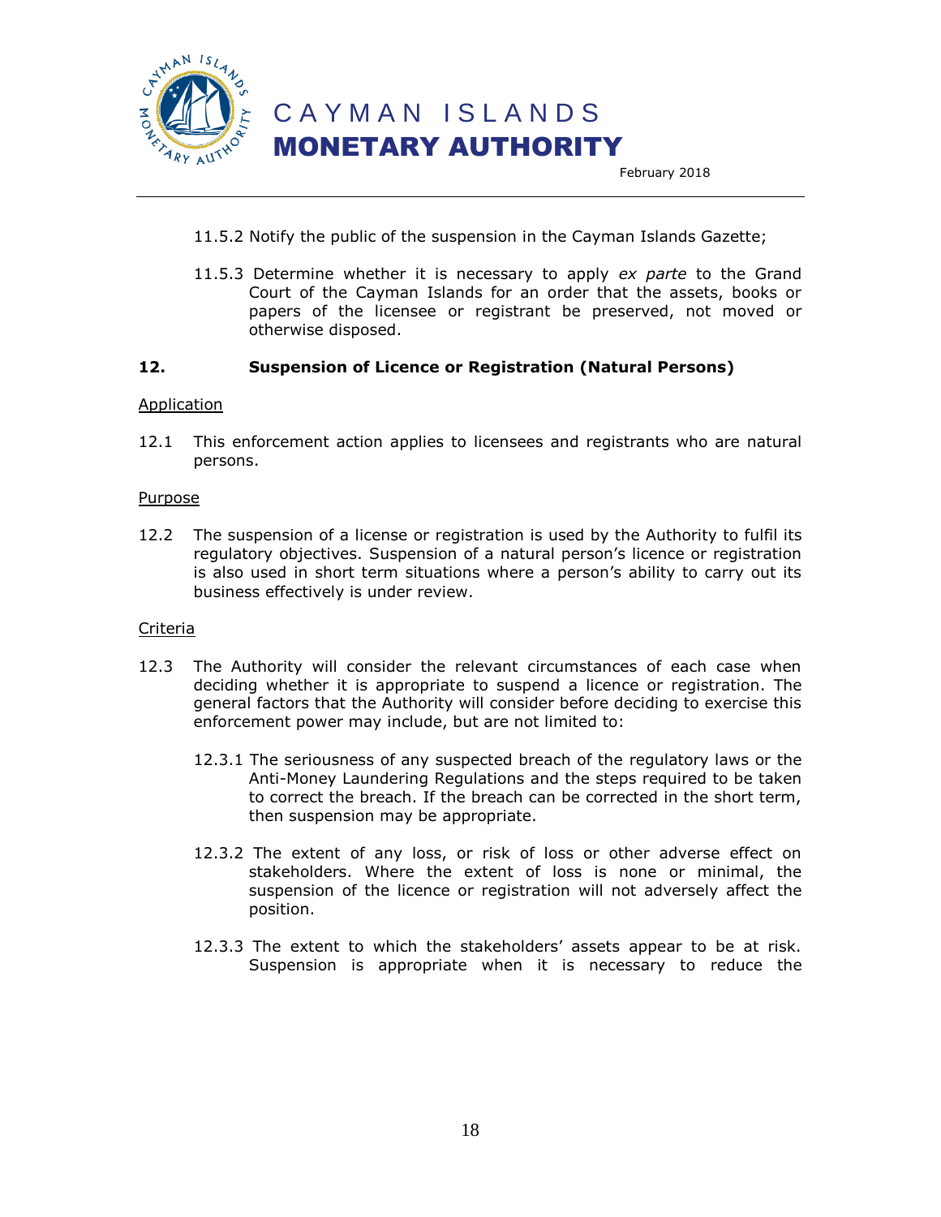11.5.2 Notify the public of the suspension in the Cayman Islands Gazette;

11.5.3 Determine whether it is necessary to apply *ex parte* to the Grand Court of the Cayman Islands for an order that the assets, books or papers of the licensee or registrant be preserved, not moved or otherwise disposed.

## 12. Suspension of Licence or Registration (Natural Persons)

Application

12.1 This enforcement action applies to licensees and registrants who are natural persons.

Purpose

12.2 The suspension of a license or registration is used by the Authority to fulfil its regulatory objectives. Suspension of a natural person's licence or registration is also used in short term situations where a person's ability to carry out its business effectively is under review.

Criteria

12.3 The Authority will consider the relevant circumstances of each case when deciding whether it is appropriate to suspend a licence or registration. The general factors that the Authority will consider before deciding to exercise this enforcement power may include, but are not limited to:

12.3.1 The seriousness of any suspected breach of the regulatory laws or the Anti-Money Laundering Regulations and the steps required to be taken to correct the breach. If the breach can be corrected in the short term, then suspension may be appropriate.

12.3.2 The extent of any loss, or risk of loss or other adverse effect on stakeholders. Where the extent of loss is none or minimal, the suspension of the licence or registration will not adversely affect the position.

12.3.3 The extent to which the stakeholders' assets appear to be at risk. Suspension is appropriate when it is necessary to reduce the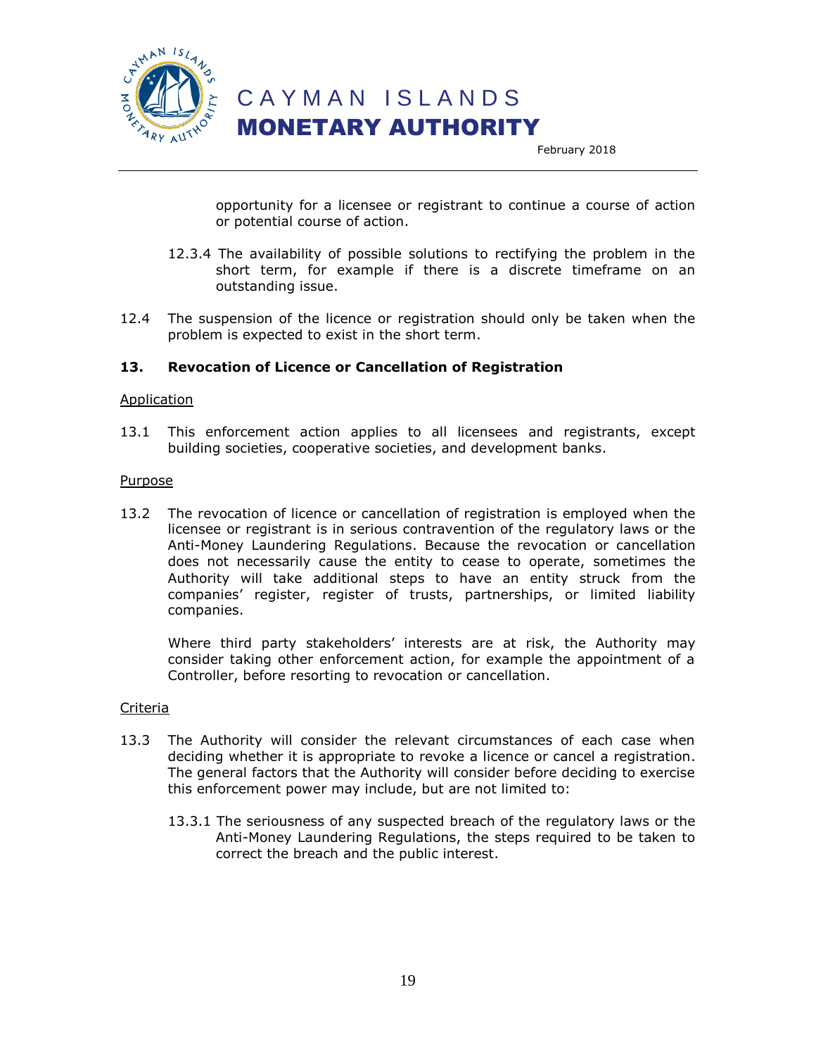opportunity for a licensee or registrant to continue a course of action or potential course of action.

12.3.4 The availability of possible solutions to rectifying the problem in the short term, for example if there is a discrete timeframe on an outstanding issue.

12.4 The suspension of the licence or registration should only be taken when the problem is expected to exist in the short term.

## 13. Revocation of Licence or Cancellation of Registration

Application

13.1 This enforcement action applies to all licensees and registrants, except building societies, cooperative societies, and development banks.

Purpose

13.2 The revocation of licence or cancellation of registration is employed when the licensee or registrant is in serious contravention of the regulatory laws or the Anti-Money Laundering Regulations. Because the revocation or cancellation does not necessarily cause the entity to cease to operate, sometimes the Authority will take additional steps to have an entity struck from the companies' register, register of trusts, partnerships, or limited liability companies.

Where third party stakeholders' interests are at risk, the Authority may consider taking other enforcement action, for example the appointment of a Controller, before resorting to revocation or cancellation.

Criteria

13.3 The Authority will consider the relevant circumstances of each case when deciding whether it is appropriate to revoke a licence or cancel a registration. The general factors that the Authority will consider before deciding to exercise this enforcement power may include, but are not limited to:

13.3.1 The seriousness of any suspected breach of the regulatory laws or the Anti-Money Laundering Regulations, the steps required to be taken to correct the breach and the public interest.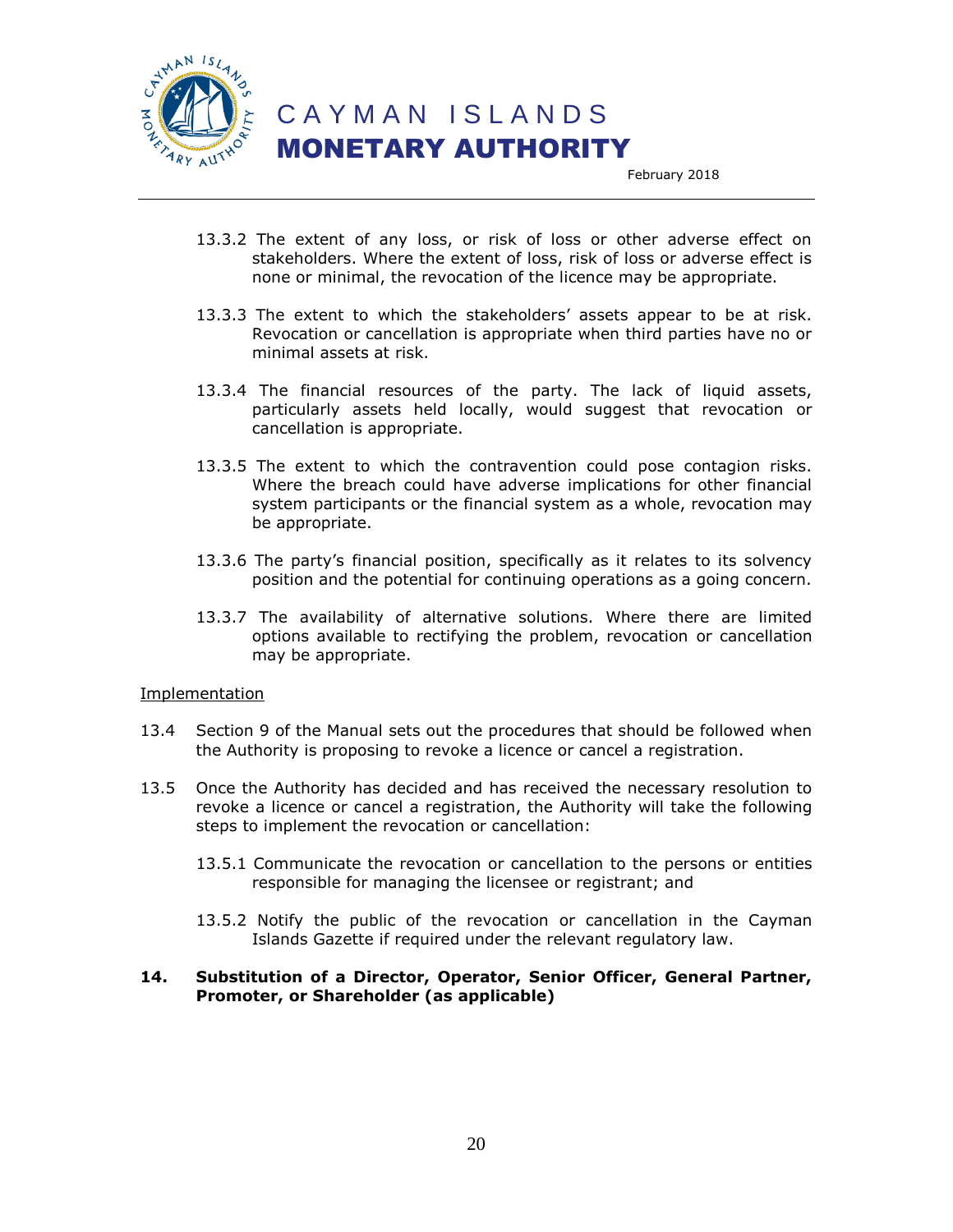13.3.2 The extent of any loss, or risk of loss or other adverse effect on stakeholders. Where the extent of loss, risk of loss or adverse effect is none or minimal, the revocation of the licence may be appropriate.

13.3.3 The extent to which the stakeholders' assets appear to be at risk. Revocation or cancellation is appropriate when third parties have no or minimal assets at risk.

13.3.4 The financial resources of the party. The lack of liquid assets, particularly assets held locally, would suggest that revocation or cancellation is appropriate.

13.3.5 The extent to which the contravention could pose contagion risks. Where the breach could have adverse implications for other financial system participants or the financial system as a whole, revocation may be appropriate.

13.3.6 The party's financial position, specifically as it relates to its solvency position and the potential for continuing operations as a going concern.

13.3.7 The availability of alternative solutions. Where there are limited options available to rectifying the problem, revocation or cancellation may be appropriate.

<u>Implementation</u>

13.4 Section 9 of the Manual sets out the procedures that should be followed when the Authority is proposing to revoke a licence or cancel a registration.

13.5 Once the Authority has decided and has received the necessary resolution to revoke a licence or cancel a registration, the Authority will take the following steps to implement the revocation or cancellation:

13.5.1 Communicate the revocation or cancellation to the persons or entities responsible for managing the licensee or registrant; and

13.5.2 Notify the public of the revocation or cancellation in the Cayman Islands Gazette if required under the relevant regulatory law.

## 14. Substitution of a Director, Operator, Senior Officer, General Partner, Promoter, or Shareholder (as applicable)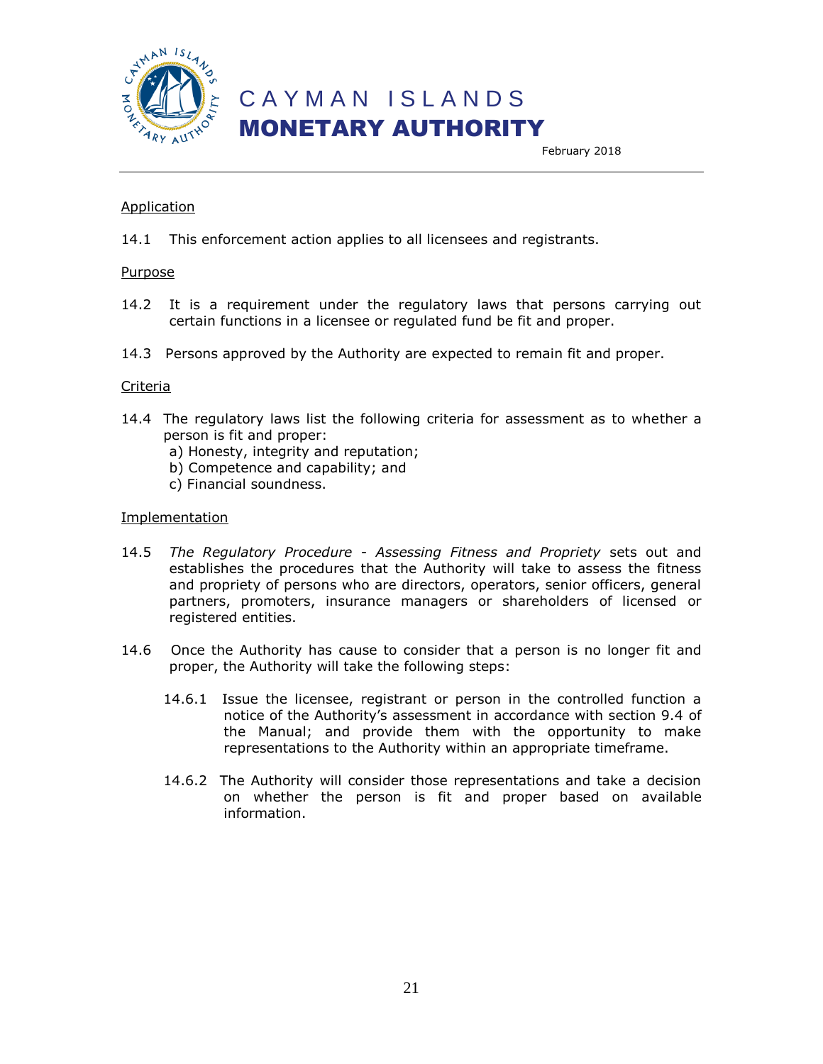Application

14.1 This enforcement action applies to all licensees and registrants.

Purpose

14.2 It is a requirement under the regulatory laws that persons carrying out certain functions in a licensee or regulated fund be fit and proper.

14.3 Persons approved by the Authority are expected to remain fit and proper.

Criteria

14.4 The regulatory laws list the following criteria for assessment as to whether a person is fit and proper:

a) Honesty, integrity and reputation;
b) Competence and capability; and
c) Financial soundness.

Implementation

14.5 *The Regulatory Procedure - Assessing Fitness and Propriety* sets out and establishes the procedures that the Authority will take to assess the fitness and propriety of persons who are directors, operators, senior officers, general partners, promoters, insurance managers or shareholders of licensed or registered entities.

14.6 Once the Authority has cause to consider that a person is no longer fit and proper, the Authority will take the following steps:

14.6.1 Issue the licensee, registrant or person in the controlled function a notice of the Authority's assessment in accordance with section 9.4 of the Manual; and provide them with the opportunity to make representations to the Authority within an appropriate timeframe.

14.6.2 The Authority will consider those representations and take a decision on whether the person is fit and proper based on available information.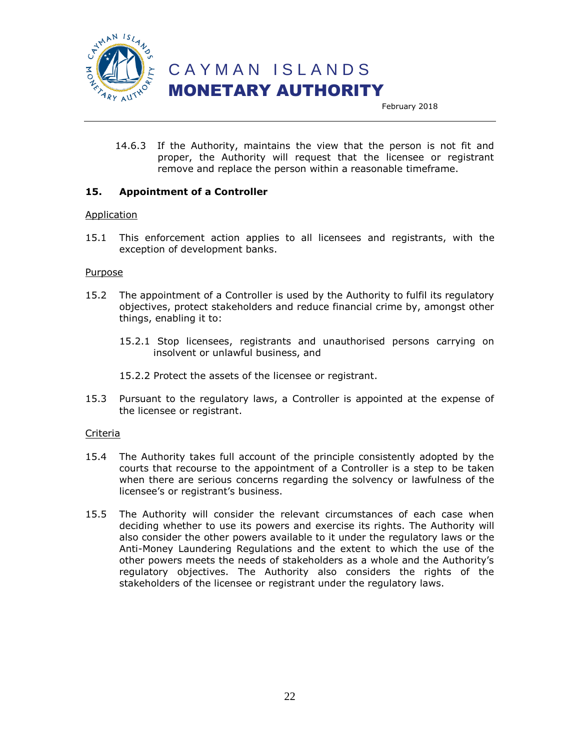14.6.3 If the Authority, maintains the view that the person is not fit and proper, the Authority will request that the licensee or registrant remove and replace the person within a reasonable timeframe.

## 15. Appointment of a Controller

Application

15.1 This enforcement action applies to all licensees and registrants, with the exception of development banks.

Purpose

15.2 The appointment of a Controller is used by the Authority to fulfil its regulatory objectives, protect stakeholders and reduce financial crime by, amongst other things, enabling it to:

15.2.1 Stop licensees, registrants and unauthorised persons carrying on insolvent or unlawful business, and

15.2.2 Protect the assets of the licensee or registrant.

15.3 Pursuant to the regulatory laws, a Controller is appointed at the expense of the licensee or registrant.

Criteria

15.4 The Authority takes full account of the principle consistently adopted by the courts that recourse to the appointment of a Controller is a step to be taken when there are serious concerns regarding the solvency or lawfulness of the licensee's or registrant's business.

15.5 The Authority will consider the relevant circumstances of each case when deciding whether to use its powers and exercise its rights. The Authority will also consider the other powers available to it under the regulatory laws or the Anti-Money Laundering Regulations and the extent to which the use of the other powers meets the needs of stakeholders as a whole and the Authority's regulatory objectives. The Authority also considers the rights of the stakeholders of the licensee or registrant under the regulatory laws.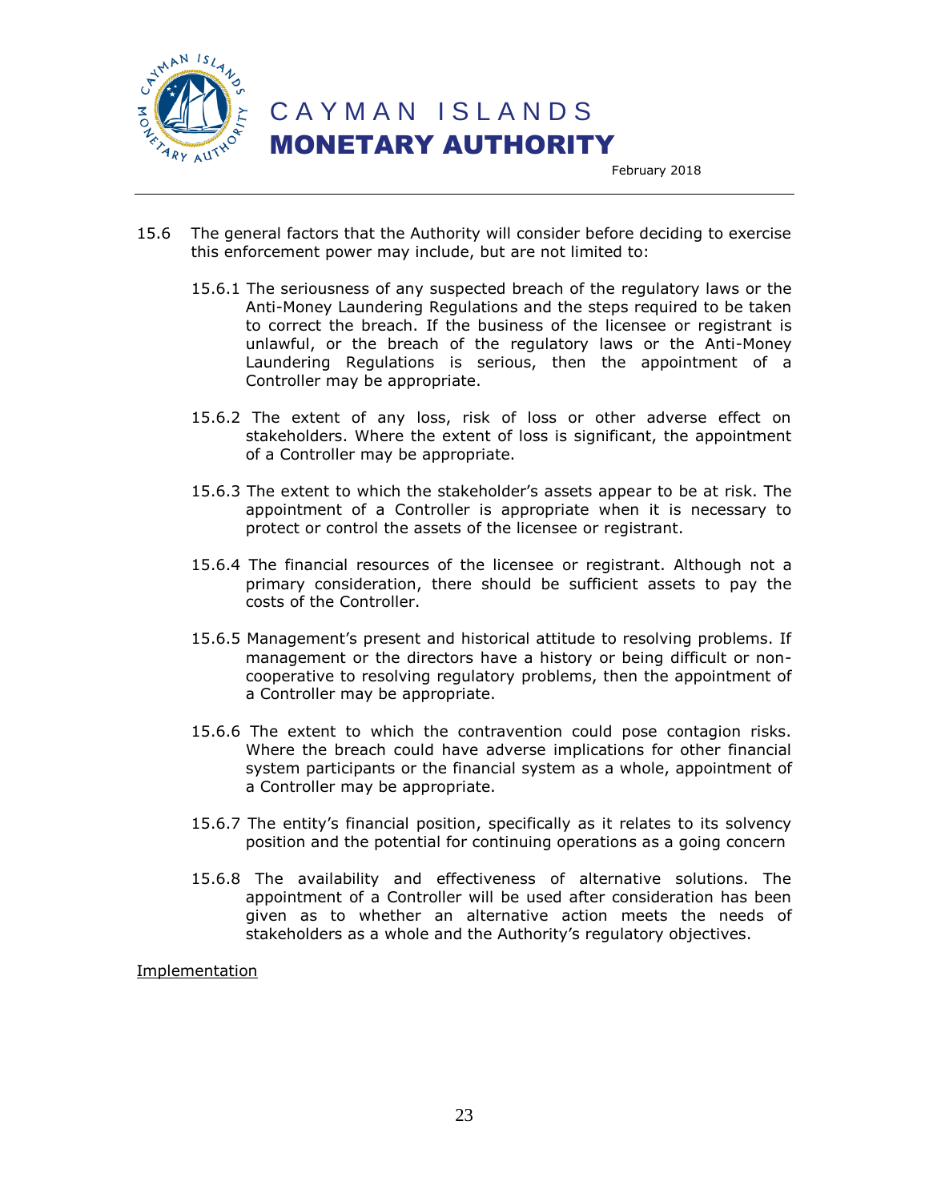15.6 The general factors that the Authority will consider before deciding to exercise this enforcement power may include, but are not limited to:

15.6.1 The seriousness of any suspected breach of the regulatory laws or the Anti-Money Laundering Regulations and the steps required to be taken to correct the breach. If the business of the licensee or registrant is unlawful, or the breach of the regulatory laws or the Anti-Money Laundering Regulations is serious, then the appointment of a Controller may be appropriate.

15.6.2 The extent of any loss, risk of loss or other adverse effect on stakeholders. Where the extent of loss is significant, the appointment of a Controller may be appropriate.

15.6.3 The extent to which the stakeholder's assets appear to be at risk. The appointment of a Controller is appropriate when it is necessary to protect or control the assets of the licensee or registrant.

15.6.4 The financial resources of the licensee or registrant. Although not a primary consideration, there should be sufficient assets to pay the costs of the Controller.

15.6.5 Management's present and historical attitude to resolving problems. If management or the directors have a history or being difficult or non-cooperative to resolving regulatory problems, then the appointment of a Controller may be appropriate.

15.6.6 The extent to which the contravention could pose contagion risks. Where the breach could have adverse implications for other financial system participants or the financial system as a whole, appointment of a Controller may be appropriate.

15.6.7 The entity's financial position, specifically as it relates to its solvency position and the potential for continuing operations as a going concern

15.6.8 The availability and effectiveness of alternative solutions. The appointment of a Controller will be used after consideration has been given as to whether an alternative action meets the needs of stakeholders as a whole and the Authority's regulatory objectives.

<u>Implementation</u>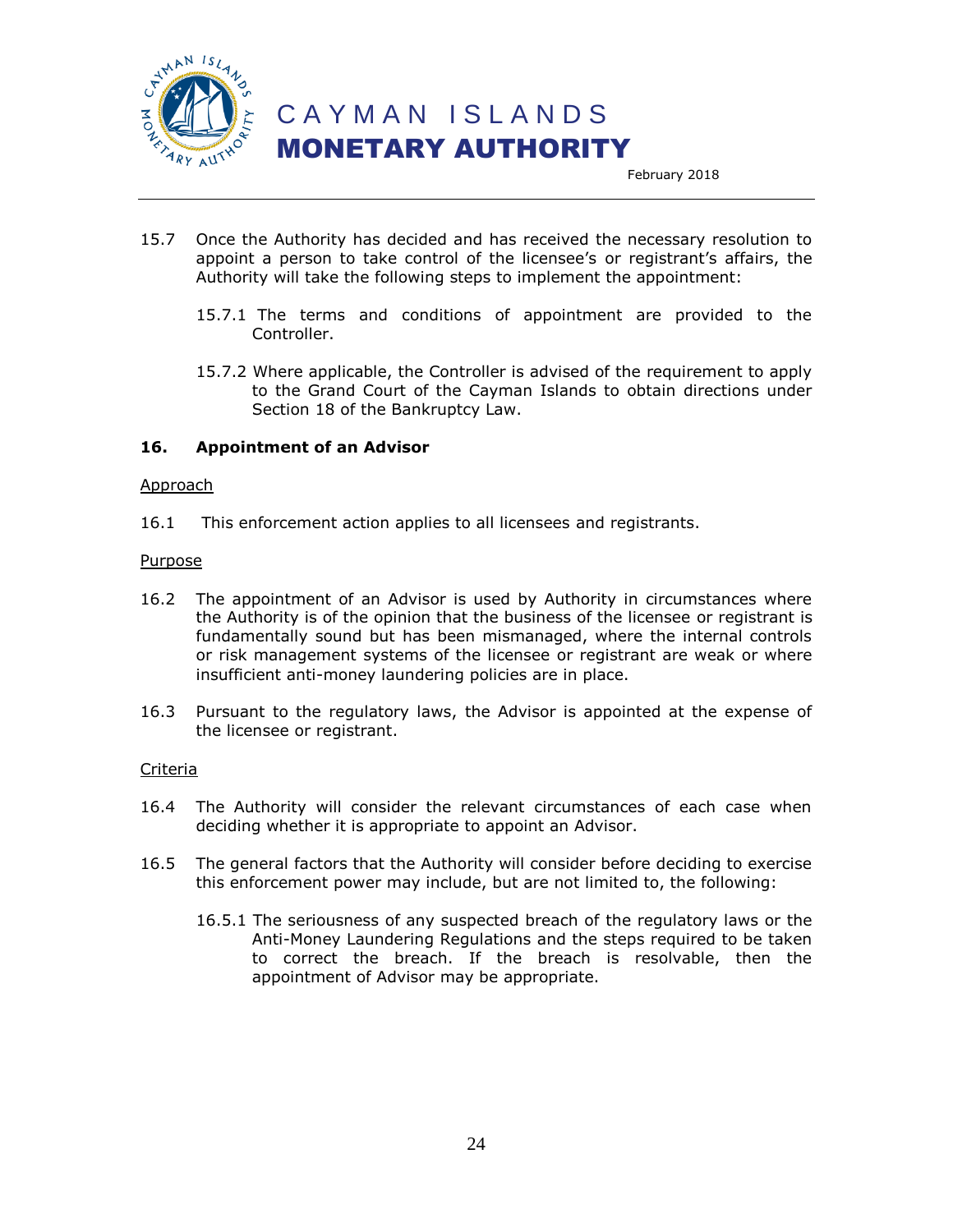15.7 Once the Authority has decided and has received the necessary resolution to appoint a person to take control of the licensee's or registrant's affairs, the Authority will take the following steps to implement the appointment:

15.7.1 The terms and conditions of appointment are provided to the Controller.

15.7.2 Where applicable, the Controller is advised of the requirement to apply to the Grand Court of the Cayman Islands to obtain directions under Section 18 of the Bankruptcy Law.

## 16. Appointment of an Advisor

<u>Approach</u>

16.1 This enforcement action applies to all licensees and registrants.

<u>Purpose</u>

16.2 The appointment of an Advisor is used by Authority in circumstances where the Authority is of the opinion that the business of the licensee or registrant is fundamentally sound but has been mismanaged, where the internal controls or risk management systems of the licensee or registrant are weak or where insufficient anti-money laundering policies are in place.

16.3 Pursuant to the regulatory laws, the Advisor is appointed at the expense of the licensee or registrant.

<u>Criteria</u>

16.4 The Authority will consider the relevant circumstances of each case when deciding whether it is appropriate to appoint an Advisor.

16.5 The general factors that the Authority will consider before deciding to exercise this enforcement power may include, but are not limited to, the following:

16.5.1 The seriousness of any suspected breach of the regulatory laws or the Anti-Money Laundering Regulations and the steps required to be taken to correct the breach. If the breach is resolvable, then the appointment of Advisor may be appropriate.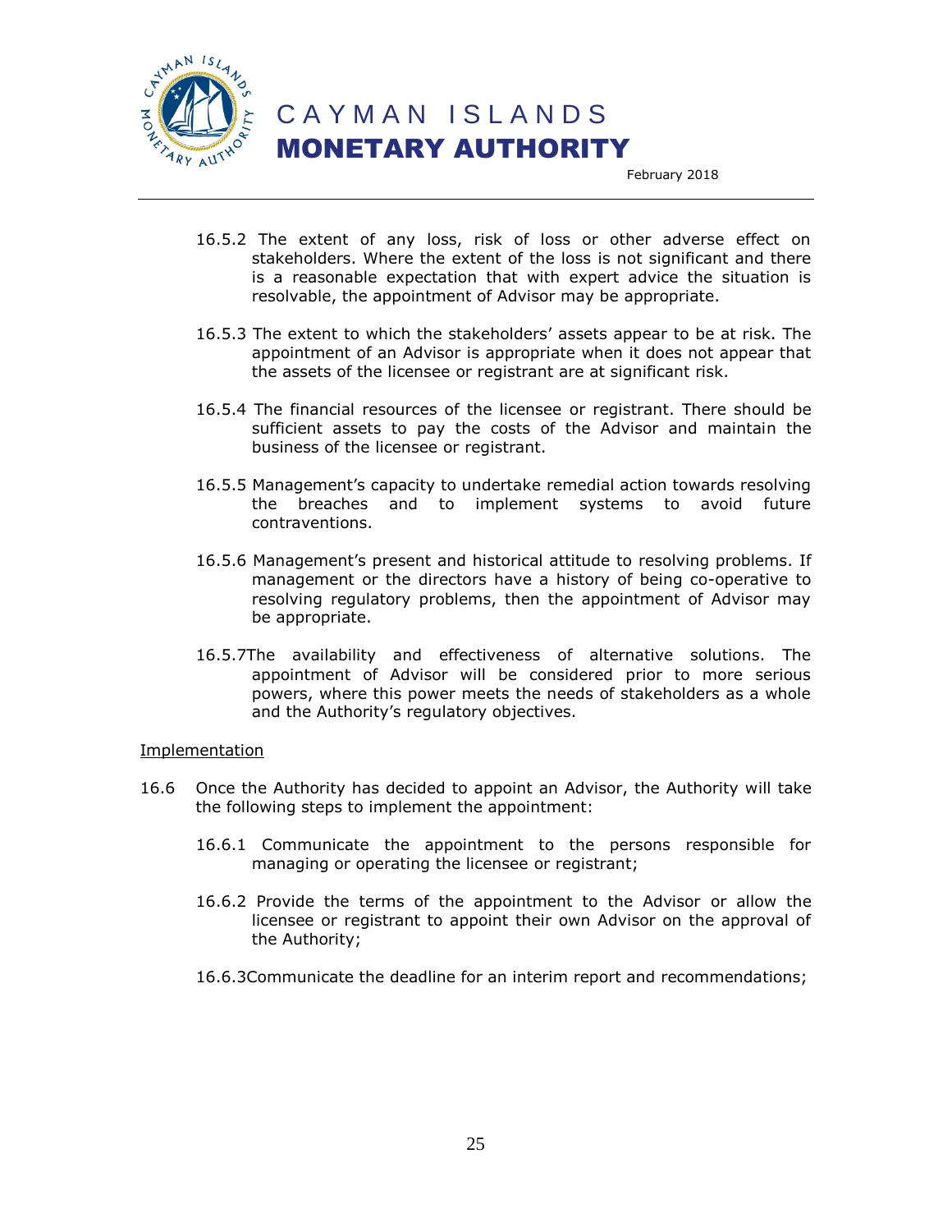16.5.2 The extent of any loss, risk of loss or other adverse effect on stakeholders. Where the extent of the loss is not significant and there is a reasonable expectation that with expert advice the situation is resolvable, the appointment of Advisor may be appropriate.

16.5.3 The extent to which the stakeholders' assets appear to be at risk. The appointment of an Advisor is appropriate when it does not appear that the assets of the licensee or registrant are at significant risk.

16.5.4 The financial resources of the licensee or registrant. There should be sufficient assets to pay the costs of the Advisor and maintain the business of the licensee or registrant.

16.5.5 Management's capacity to undertake remedial action towards resolving the breaches and to implement systems to avoid future contraventions.

16.5.6 Management's present and historical attitude to resolving problems. If management or the directors have a history of being co-operative to resolving regulatory problems, then the appointment of Advisor may be appropriate.

16.5.7The availability and effectiveness of alternative solutions. The appointment of Advisor will be considered prior to more serious powers, where this power meets the needs of stakeholders as a whole and the Authority's regulatory objectives.

<u>Implementation</u>

16.6 Once the Authority has decided to appoint an Advisor, the Authority will take the following steps to implement the appointment:

16.6.1 Communicate the appointment to the persons responsible for managing or operating the licensee or registrant;

16.6.2 Provide the terms of the appointment to the Advisor or allow the licensee or registrant to appoint their own Advisor on the approval of the Authority;

16.6.3Communicate the deadline for an interim report and recommendations;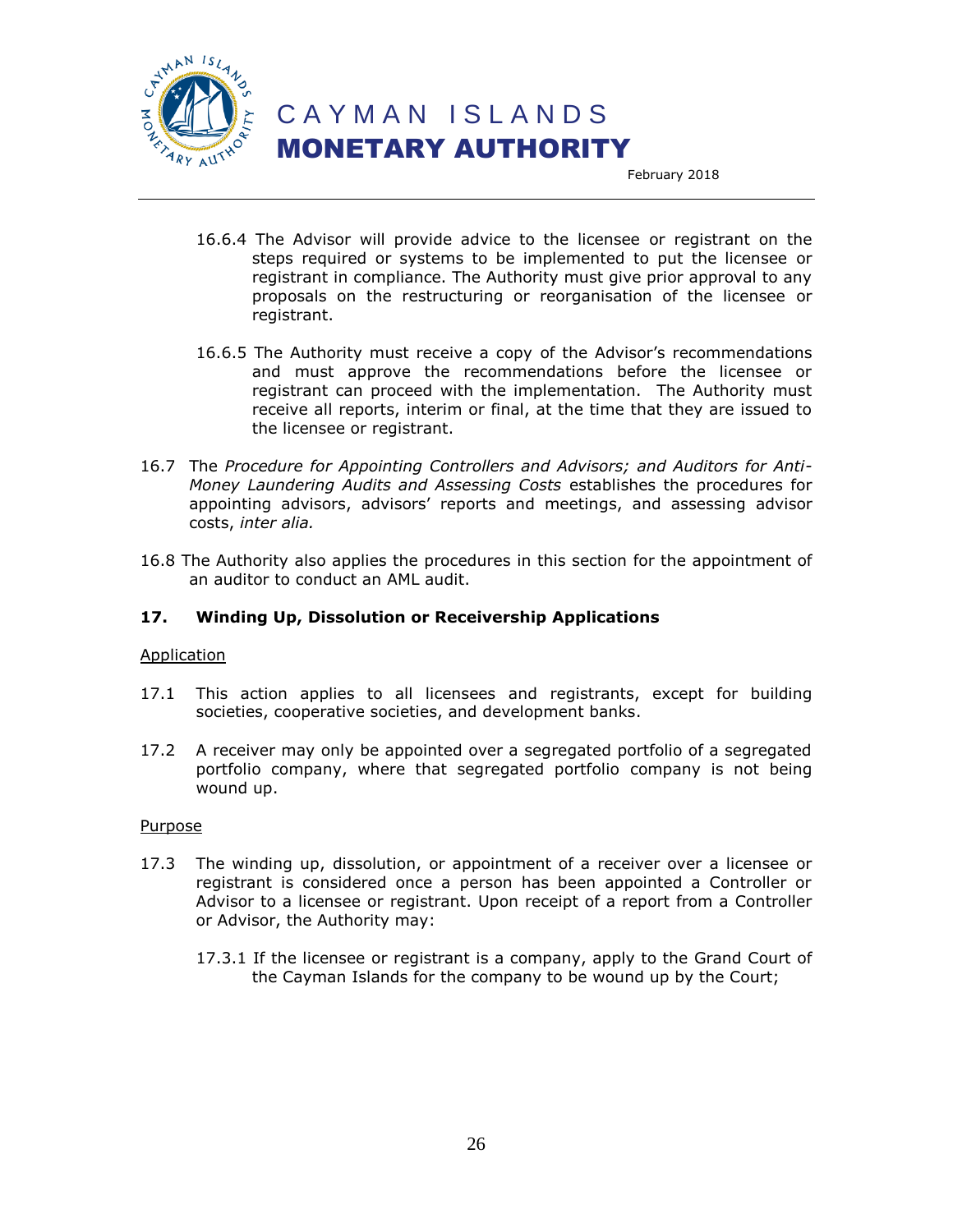16.6.4 The Advisor will provide advice to the licensee or registrant on the steps required or systems to be implemented to put the licensee or registrant in compliance. The Authority must give prior approval to any proposals on the restructuring or reorganisation of the licensee or registrant.

16.6.5 The Authority must receive a copy of the Advisor's recommendations and must approve the recommendations before the licensee or registrant can proceed with the implementation. The Authority must receive all reports, interim or final, at the time that they are issued to the licensee or registrant.

16.7 The *Procedure for Appointing Controllers and Advisors; and Auditors for Anti-Money Laundering Audits and Assessing Costs* establishes the procedures for appointing advisors, advisors' reports and meetings, and assessing advisor costs, *inter alia.*

16.8 The Authority also applies the procedures in this section for the appointment of an auditor to conduct an AML audit.

## 17. Winding Up, Dissolution or Receivership Applications

Application

17.1 This action applies to all licensees and registrants, except for building societies, cooperative societies, and development banks.

17.2 A receiver may only be appointed over a segregated portfolio of a segregated portfolio company, where that segregated portfolio company is not being wound up.

Purpose

17.3 The winding up, dissolution, or appointment of a receiver over a licensee or registrant is considered once a person has been appointed a Controller or Advisor to a licensee or registrant. Upon receipt of a report from a Controller or Advisor, the Authority may:

17.3.1 If the licensee or registrant is a company, apply to the Grand Court of the Cayman Islands for the company to be wound up by the Court;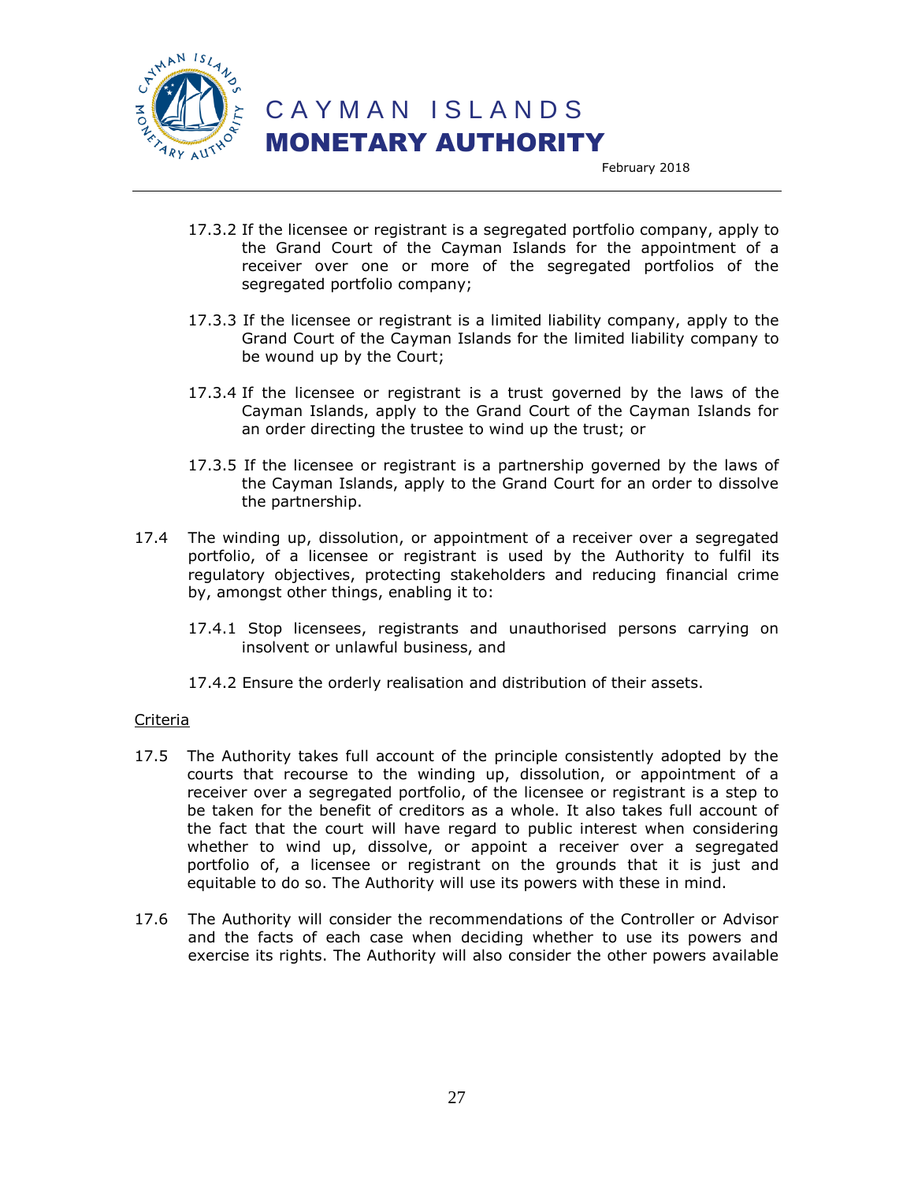17.3.2 If the licensee or registrant is a segregated portfolio company, apply to the Grand Court of the Cayman Islands for the appointment of a receiver over one or more of the segregated portfolios of the segregated portfolio company;

17.3.3 If the licensee or registrant is a limited liability company, apply to the Grand Court of the Cayman Islands for the limited liability company to be wound up by the Court;

17.3.4 If the licensee or registrant is a trust governed by the laws of the Cayman Islands, apply to the Grand Court of the Cayman Islands for an order directing the trustee to wind up the trust; or

17.3.5 If the licensee or registrant is a partnership governed by the laws of the Cayman Islands, apply to the Grand Court for an order to dissolve the partnership.

17.4 The winding up, dissolution, or appointment of a receiver over a segregated portfolio, of a licensee or registrant is used by the Authority to fulfil its regulatory objectives, protecting stakeholders and reducing financial crime by, amongst other things, enabling it to:

17.4.1 Stop licensees, registrants and unauthorised persons carrying on insolvent or unlawful business, and

17.4.2 Ensure the orderly realisation and distribution of their assets.

Criteria

17.5 The Authority takes full account of the principle consistently adopted by the courts that recourse to the winding up, dissolution, or appointment of a receiver over a segregated portfolio, of the licensee or registrant is a step to be taken for the benefit of creditors as a whole. It also takes full account of the fact that the court will have regard to public interest when considering whether to wind up, dissolve, or appoint a receiver over a segregated portfolio of, a licensee or registrant on the grounds that it is just and equitable to do so. The Authority will use its powers with these in mind.

17.6 The Authority will consider the recommendations of the Controller or Advisor and the facts of each case when deciding whether to use its powers and exercise its rights. The Authority will also consider the other powers available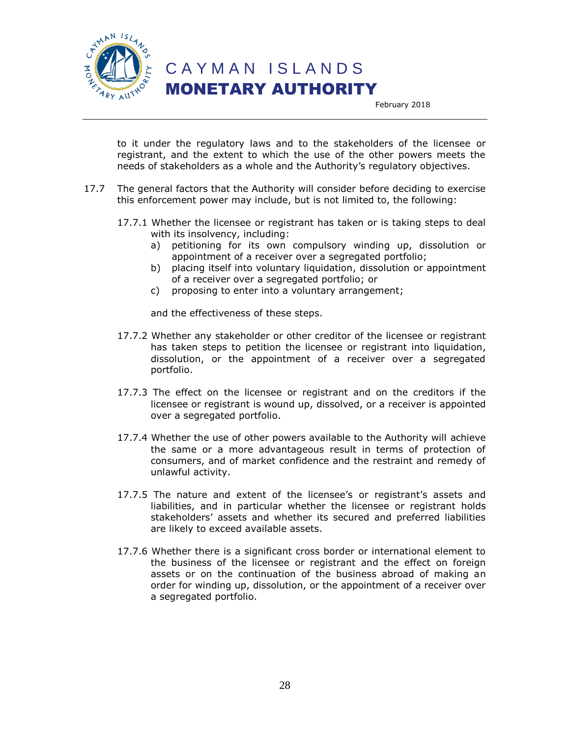to it under the regulatory laws and to the stakeholders of the licensee or registrant, and the extent to which the use of the other powers meets the needs of stakeholders as a whole and the Authority's regulatory objectives.

17.7 The general factors that the Authority will consider before deciding to exercise this enforcement power may include, but is not limited to, the following:

17.7.1 Whether the licensee or registrant has taken or is taking steps to deal with its insolvency, including:

a) petitioning for its own compulsory winding up, dissolution or appointment of a receiver over a segregated portfolio;
b) placing itself into voluntary liquidation, dissolution or appointment of a receiver over a segregated portfolio; or
c) proposing to enter into a voluntary arrangement;

and the effectiveness of these steps.

17.7.2 Whether any stakeholder or other creditor of the licensee or registrant has taken steps to petition the licensee or registrant into liquidation, dissolution, or the appointment of a receiver over a segregated portfolio.

17.7.3 The effect on the licensee or registrant and on the creditors if the licensee or registrant is wound up, dissolved, or a receiver is appointed over a segregated portfolio.

17.7.4 Whether the use of other powers available to the Authority will achieve the same or a more advantageous result in terms of protection of consumers, and of market confidence and the restraint and remedy of unlawful activity.

17.7.5 The nature and extent of the licensee's or registrant's assets and liabilities, and in particular whether the licensee or registrant holds stakeholders' assets and whether its secured and preferred liabilities are likely to exceed available assets.

17.7.6 Whether there is a significant cross border or international element to the business of the licensee or registrant and the effect on foreign assets or on the continuation of the business abroad of making an order for winding up, dissolution, or the appointment of a receiver over a segregated portfolio.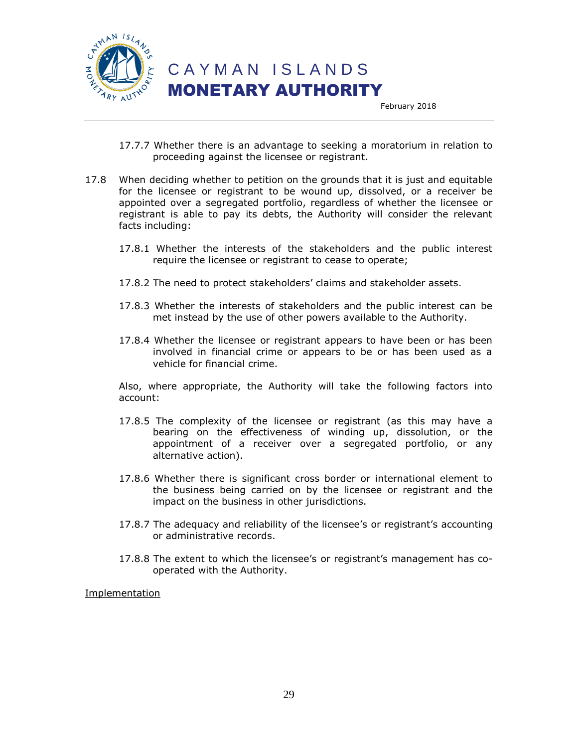17.7.7 Whether there is an advantage to seeking a moratorium in relation to proceeding against the licensee or registrant.

17.8 When deciding whether to petition on the grounds that it is just and equitable for the licensee or registrant to be wound up, dissolved, or a receiver be appointed over a segregated portfolio, regardless of whether the licensee or registrant is able to pay its debts, the Authority will consider the relevant facts including:

17.8.1 Whether the interests of the stakeholders and the public interest require the licensee or registrant to cease to operate;

17.8.2 The need to protect stakeholders' claims and stakeholder assets.

17.8.3 Whether the interests of stakeholders and the public interest can be met instead by the use of other powers available to the Authority.

17.8.4 Whether the licensee or registrant appears to have been or has been involved in financial crime or appears to be or has been used as a vehicle for financial crime.

Also, where appropriate, the Authority will take the following factors into account:

17.8.5 The complexity of the licensee or registrant (as this may have a bearing on the effectiveness of winding up, dissolution, or the appointment of a receiver over a segregated portfolio, or any alternative action).

17.8.6 Whether there is significant cross border or international element to the business being carried on by the licensee or registrant and the impact on the business in other jurisdictions.

17.8.7 The adequacy and reliability of the licensee's or registrant's accounting or administrative records.

17.8.8 The extent to which the licensee's or registrant's management has co-operated with the Authority.

<u>Implementation</u>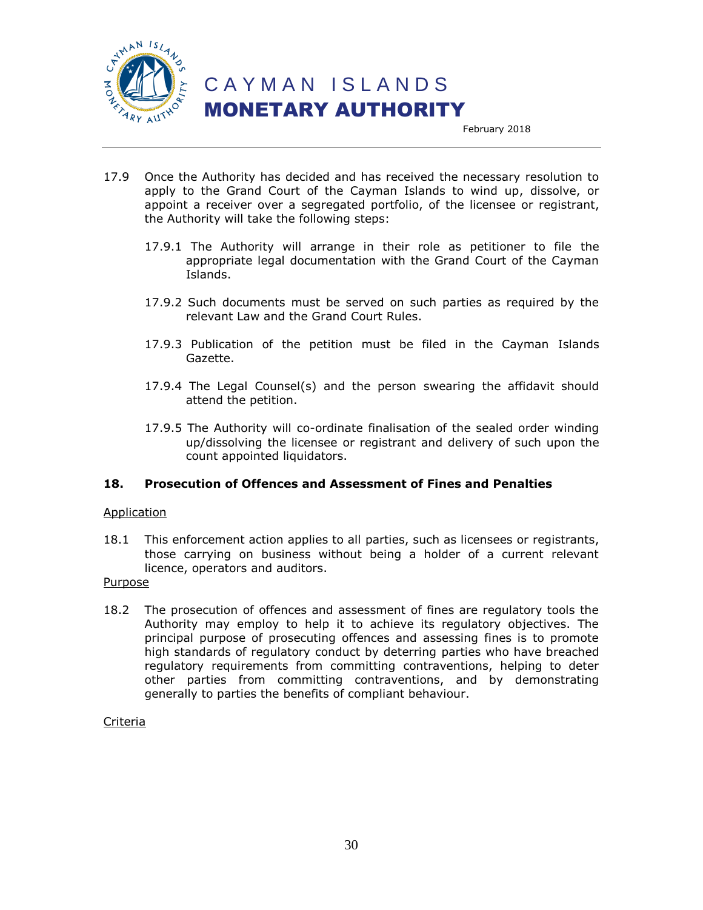17.9 Once the Authority has decided and has received the necessary resolution to apply to the Grand Court of the Cayman Islands to wind up, dissolve, or appoint a receiver over a segregated portfolio, of the licensee or registrant, the Authority will take the following steps:

17.9.1 The Authority will arrange in their role as petitioner to file the appropriate legal documentation with the Grand Court of the Cayman Islands.

17.9.2 Such documents must be served on such parties as required by the relevant Law and the Grand Court Rules.

17.9.3 Publication of the petition must be filed in the Cayman Islands Gazette.

17.9.4 The Legal Counsel(s) and the person swearing the affidavit should attend the petition.

17.9.5 The Authority will co-ordinate finalisation of the sealed order winding up/dissolving the licensee or registrant and delivery of such upon the count appointed liquidators.

## 18. Prosecution of Offences and Assessment of Fines and Penalties

Application

18.1 This enforcement action applies to all parties, such as licensees or registrants, those carrying on business without being a holder of a current relevant licence, operators and auditors.

Purpose

18.2 The prosecution of offences and assessment of fines are regulatory tools the Authority may employ to help it to achieve its regulatory objectives. The principal purpose of prosecuting offences and assessing fines is to promote high standards of regulatory conduct by deterring parties who have breached regulatory requirements from committing contraventions, helping to deter other parties from committing contraventions, and by demonstrating generally to parties the benefits of compliant behaviour.

Criteria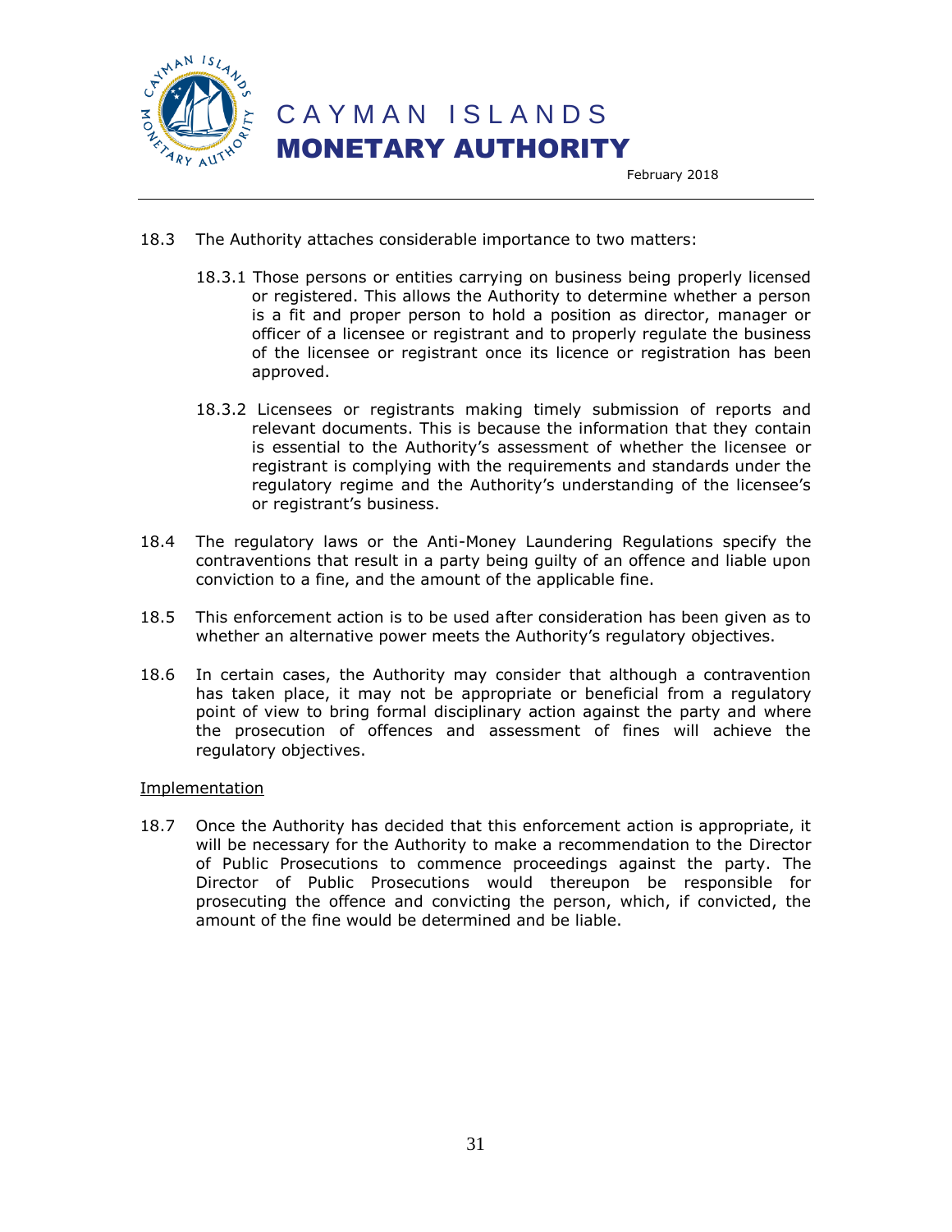18.3 The Authority attaches considerable importance to two matters:

18.3.1 Those persons or entities carrying on business being properly licensed or registered. This allows the Authority to determine whether a person is a fit and proper person to hold a position as director, manager or officer of a licensee or registrant and to properly regulate the business of the licensee or registrant once its licence or registration has been approved.

18.3.2 Licensees or registrants making timely submission of reports and relevant documents. This is because the information that they contain is essential to the Authority's assessment of whether the licensee or registrant is complying with the requirements and standards under the regulatory regime and the Authority's understanding of the licensee's or registrant's business.

18.4 The regulatory laws or the Anti-Money Laundering Regulations specify the contraventions that result in a party being guilty of an offence and liable upon conviction to a fine, and the amount of the applicable fine.

18.5 This enforcement action is to be used after consideration has been given as to whether an alternative power meets the Authority's regulatory objectives.

18.6 In certain cases, the Authority may consider that although a contravention has taken place, it may not be appropriate or beneficial from a regulatory point of view to bring formal disciplinary action against the party and where the prosecution of offences and assessment of fines will achieve the regulatory objectives.

Implementation

18.7 Once the Authority has decided that this enforcement action is appropriate, it will be necessary for the Authority to make a recommendation to the Director of Public Prosecutions to commence proceedings against the party. The Director of Public Prosecutions would thereupon be responsible for prosecuting the offence and convicting the person, which, if convicted, the amount of the fine would be determined and be liable.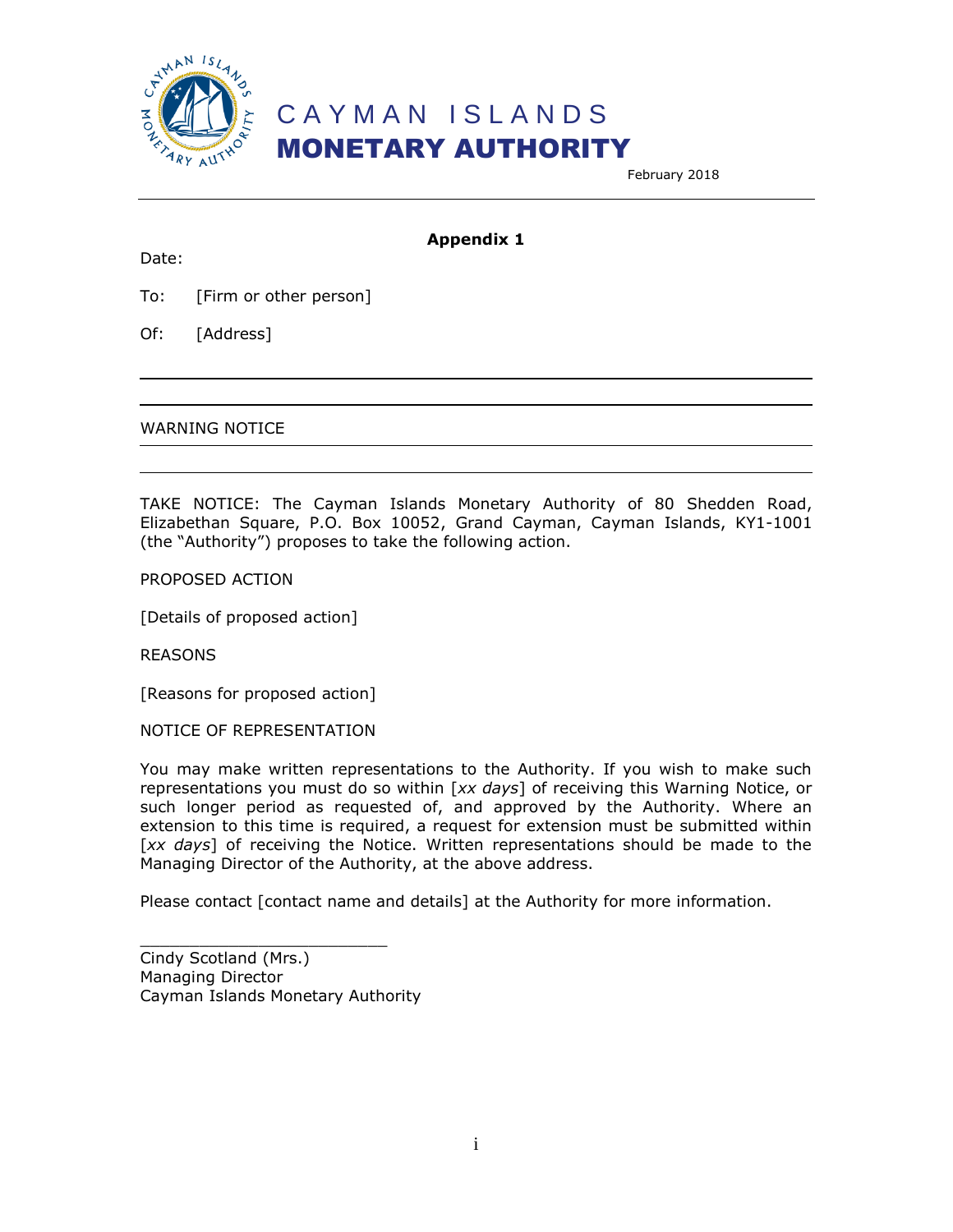**Appendix 1**

Date:

To: [Firm or other person]

Of: [Address]

---

WARNING NOTICE

---

TAKE NOTICE: The Cayman Islands Monetary Authority of 80 Shedden Road, Elizabethan Square, P.O. Box 10052, Grand Cayman, Cayman Islands, KY1-1001 (the "Authority") proposes to take the following action.

PROPOSED ACTION

[Details of proposed action]

REASONS

[Reasons for proposed action]

NOTICE OF REPRESENTATION

You may make written representations to the Authority. If you wish to make such representations you must do so within [*xx days*] of receiving this Warning Notice, or such longer period as requested of, and approved by the Authority. Where an extension to this time is required, a request for extension must be submitted within [*xx days*] of receiving the Notice. Written representations should be made to the Managing Director of the Authority, at the above address.

Please contact [contact name and details] at the Authority for more information.

\_\_\_\_\_\_\_\_\_\_\_\_\_\_\_\_\_\_\_\_\_\_\_\_\_\_

Cindy Scotland (Mrs.)
Managing Director
Cayman Islands Monetary Authority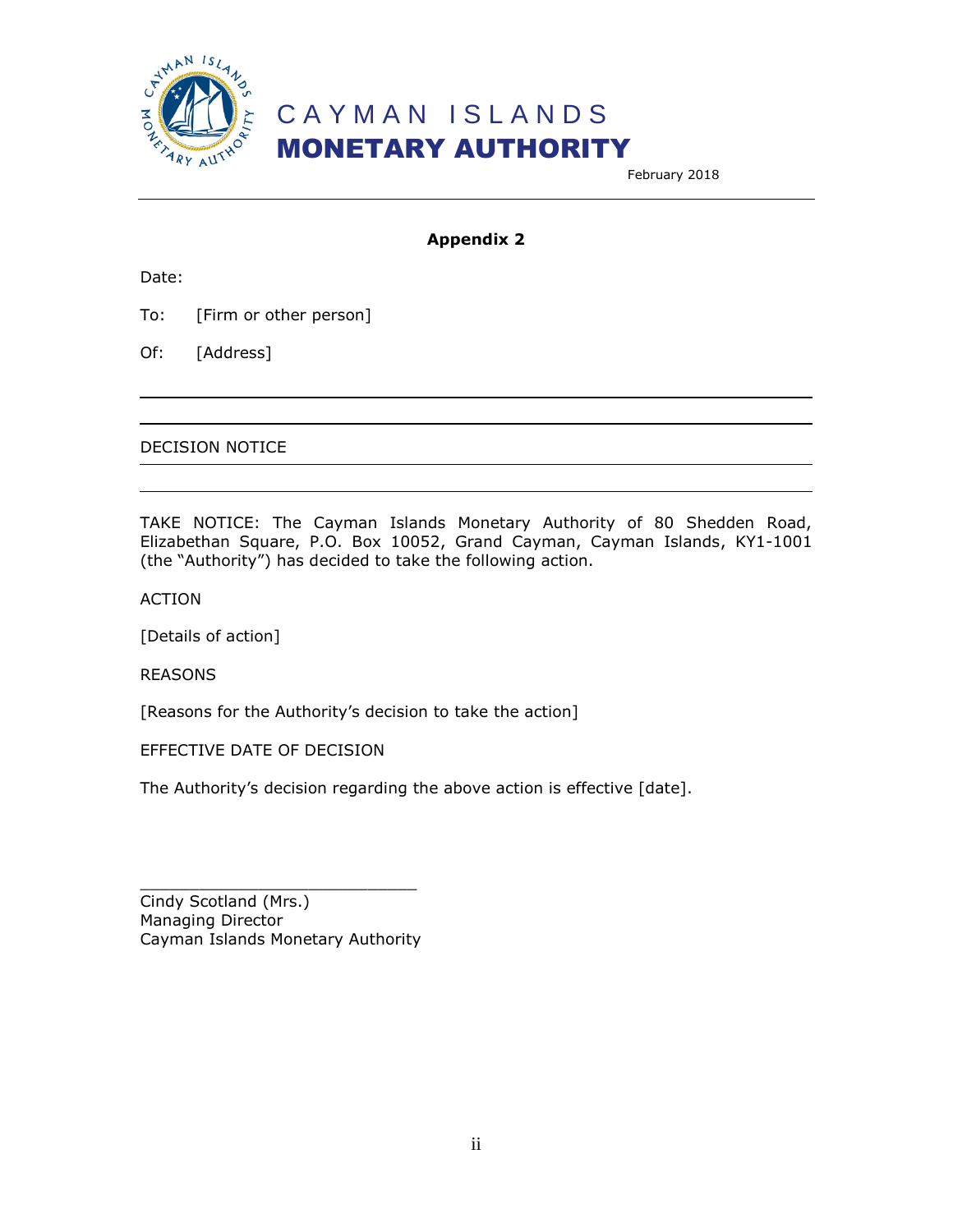# Appendix 2

Date:

To: [Firm or other person]

Of: [Address]

---

DECISION NOTICE

---

TAKE NOTICE: The Cayman Islands Monetary Authority of 80 Shedden Road, Elizabethan Square, P.O. Box 10052, Grand Cayman, Cayman Islands, KY1-1001 (the "Authority") has decided to take the following action.

ACTION

[Details of action]

REASONS

[Reasons for the Authority's decision to take the action]

EFFECTIVE DATE OF DECISION

The Authority's decision regarding the above action is effective [date].

\_\_\_\_\_\_\_\_\_\_\_\_\_\_\_\_\_\_\_\_\_\_\_\_\_\_\_\_\_\_

Cindy Scotland (Mrs.)
Managing Director
Cayman Islands Monetary Authority